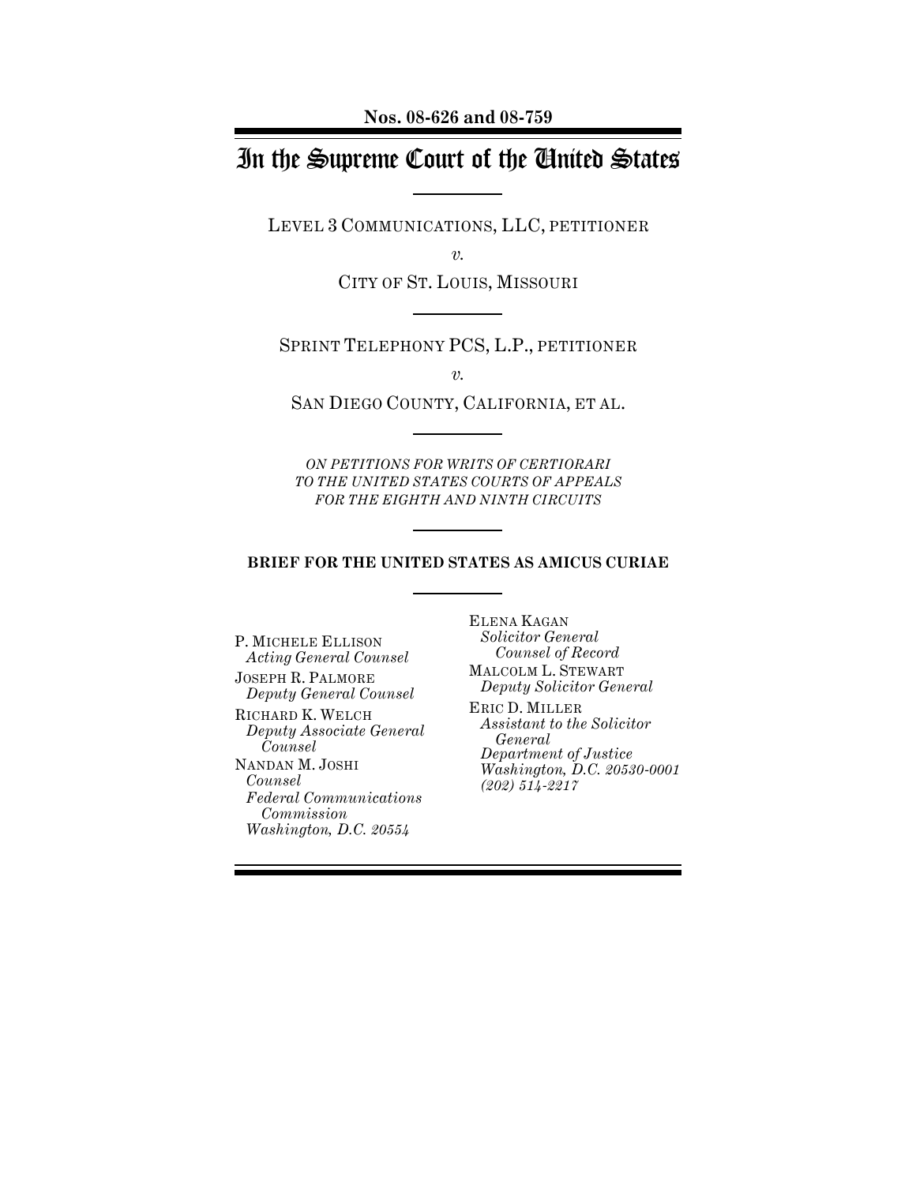**Nos. 08-626 and 08-759**

# In the Supreme Court of the United States

LEVEL 3 COMMUNICATIONS, LLC, PETITIONER

*v.*

CITY OF ST. LOUIS, MISSOURI

SPRINT TELEPHONY PCS, L.P., PETITIONER

*v.*

SAN DIEGO COUNTY, CALIFORNIA, ET AL.

*ON PETITIONS FOR WRITS OF CERTIORARI TO THE UNITED STATES COURTS OF APPEALS FOR THE EIGHTH AND NINTH CIRCUITS*

**BRIEF FOR THE UNITED STATES AS AMICUS CURIAE**

P. MICHELE ELLISON
*Acting General Counsel*

JOSEPH R. PALMORE
*Deputy General Counsel*

RICHARD K. WELCH
*Deputy Associate General Counsel*

NANDAN M. JOSHI
*Counsel*
*Federal Communications Commission*
*Washington, D.C. 20554*

ELENA KAGAN
*Solicitor General*
*Counsel of Record*

MALCOLM L. STEWART
*Deputy Solicitor General*

ERIC D. MILLER
*Assistant to the Solicitor General*
*Department of Justice*
*Washington, D.C. 20530-0001*
*(202) 514-2217*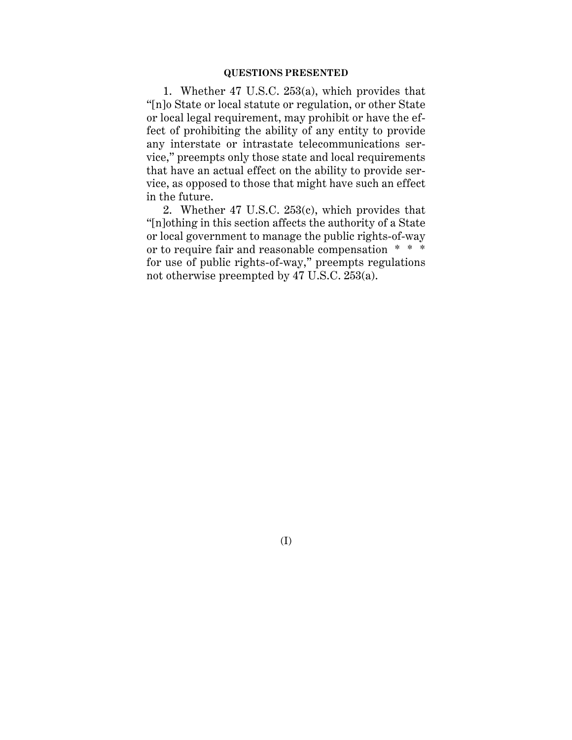## QUESTIONS PRESENTED

1. Whether 47 U.S.C. 253(a), which provides that "[n]o State or local statute or regulation, or other State or local legal requirement, may prohibit or have the effect of prohibiting the ability of any entity to provide any interstate or intrastate telecommunications service," preempts only those state and local requirements that have an actual effect on the ability to provide service, as opposed to those that might have such an effect in the future.

2. Whether 47 U.S.C. 253(c), which provides that "[n]othing in this section affects the authority of a State or local government to manage the public rights-of-way or to require fair and reasonable compensation * * * for use of public rights-of-way," preempts regulations not otherwise preempted by 47 U.S.C. 253(a).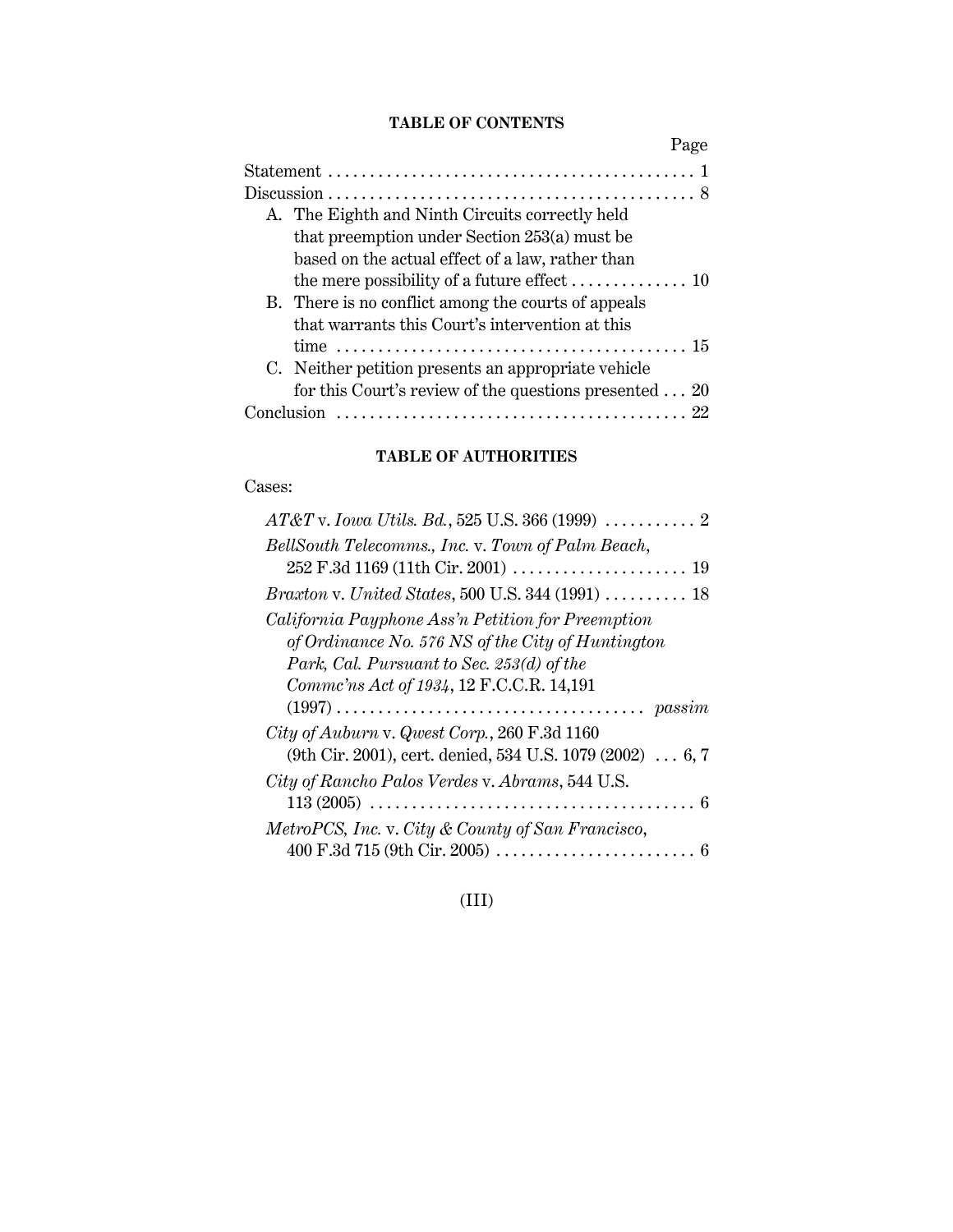## TABLE OF CONTENTS

| | Page |
|---|---|
| Statement | 1 |
| Discussion | 8 |
| A. The Eighth and Ninth Circuits correctly held that preemption under Section 253(a) must be based on the actual effect of a law, rather than the mere possibility of a future effect | 10 |
| B. There is no conflict among the courts of appeals that warrants this Court's intervention at this time | 15 |
| C. Neither petition presents an appropriate vehicle for this Court's review of the questions presented | 20 |
| Conclusion | 22 |

## TABLE OF AUTHORITIES

Cases:

- *AT&T* v. *Iowa Utils. Bd.*, 525 U.S. 366 (1999) . . . . . . . . . . . 2
- *BellSouth Telecomms., Inc.* v. *Town of Palm Beach*, 252 F.3d 1169 (11th Cir. 2001) . . . . . . . . . . . . . . . . . . . . 19
- *Braxton* v. *United States*, 500 U.S. 344 (1991) . . . . . . . . . . 18
- *California Payphone Ass'n Petition for Preemption of Ordinance No. 576 NS of the City of Huntington Park, Cal. Pursuant to Sec. 253(d) of the Commc'ns Act of 1934*, 12 F.C.C.R. 14,191 (1997) . . . . . . . . . . . . . . . . . . . . . . . . . . . . . . . . . . . . *passim*
- *City of Auburn* v. *Qwest Corp.*, 260 F.3d 1160 (9th Cir. 2001), cert. denied, 534 U.S. 1079 (2002) . . . 6, 7
- *City of Rancho Palos Verdes* v. *Abrams*, 544 U.S. 113 (2005) . . . . . . . . . . . . . . . . . . . . . . . . . . . . . . . . . . . . . . . 6
- *MetroPCS, Inc.* v. *City & County of San Francisco*, 400 F.3d 715 (9th Cir. 2005) . . . . . . . . . . . . . . . . . . . . . . . 6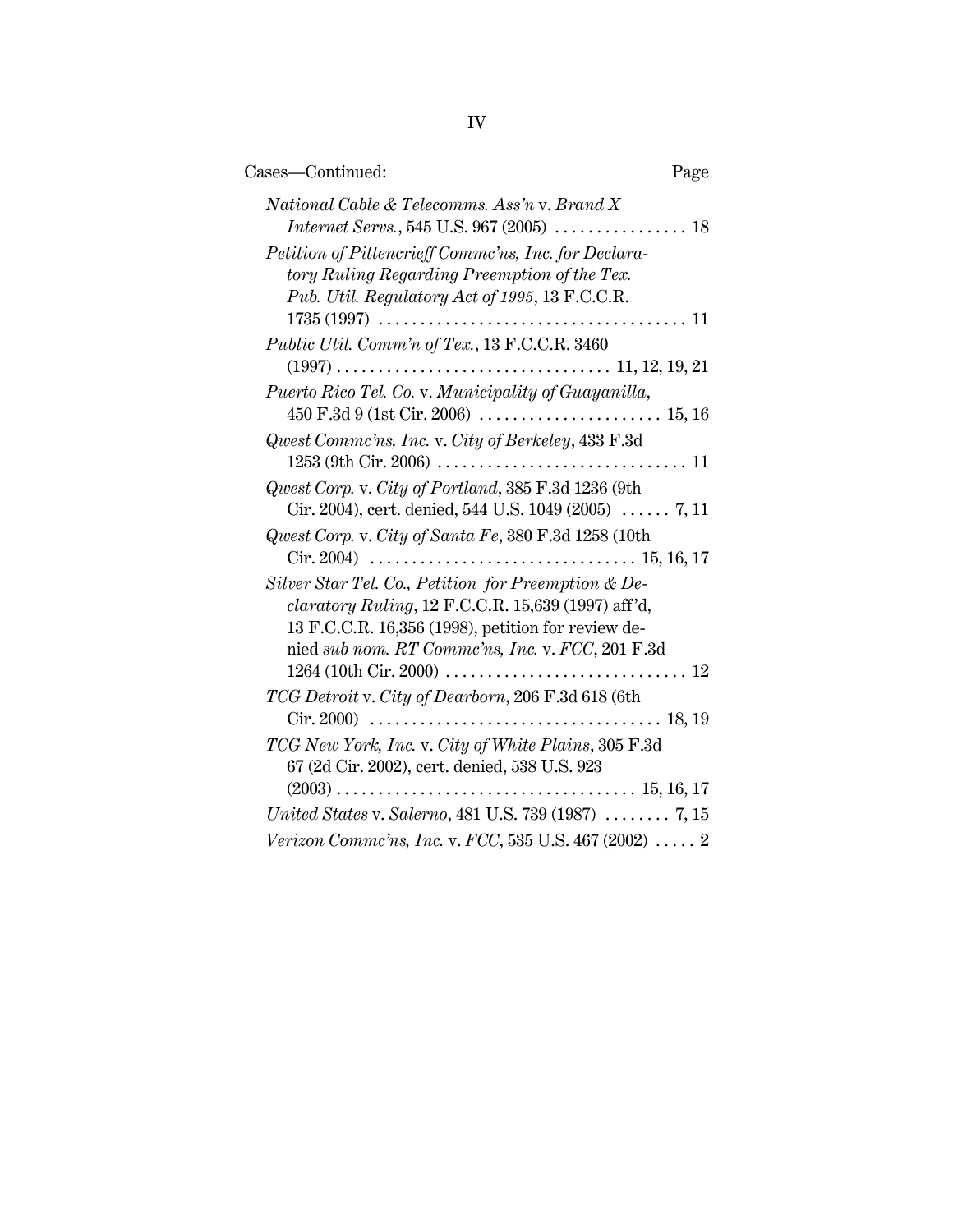Cases—Continued: Page

*National Cable & Telecomms. Ass'n* v. *Brand X Internet Servs.*, 545 U.S. 967 (2005) . . . . . . . . . . . . . . . . 18

*Petition of Pittencrieff Commc'ns, Inc. for Declaratory Ruling Regarding Preemption of the Tex. Pub. Util. Regulatory Act of 1995*, 13 F.C.C.R. 1735 (1997) . . . . . . . . . . . . . . . . . . . . . . . . . . . . . . . . . . . . . 11

*Public Util. Comm'n of Tex.*, 13 F.C.C.R. 3460 (1997) . . . . . . . . . . . . . . . . . . . . . . . . . . . . . . . . . 11, 12, 19, 21

*Puerto Rico Tel. Co.* v. *Municipality of Guayanilla*, 450 F.3d 9 (1st Cir. 2006) . . . . . . . . . . . . . . . . . . . . . . 15, 16

*Qwest Commc'ns, Inc.* v. *City of Berkeley*, 433 F.3d 1253 (9th Cir. 2006) . . . . . . . . . . . . . . . . . . . . . . . . . . . . . . 11

*Qwest Corp.* v. *City of Portland*, 385 F.3d 1236 (9th Cir. 2004), cert. denied, 544 U.S. 1049 (2005) . . . . . . 7, 11

*Qwest Corp.* v. *City of Santa Fe*, 380 F.3d 1258 (10th Cir. 2004) . . . . . . . . . . . . . . . . . . . . . . . . . . . . . . . . 15, 16, 17

*Silver Star Tel. Co., Petition for Preemption & Declaratory Ruling*, 12 F.C.C.R. 15,639 (1997) aff'd, 13 F.C.C.R. 16,356 (1998), petition for review denied *sub nom. RT Commc'ns, Inc.* v. *FCC*, 201 F.3d 1264 (10th Cir. 2000) . . . . . . . . . . . . . . . . . . . . . . . . . . . . . 12

*TCG Detroit* v. *City of Dearborn*, 206 F.3d 618 (6th Cir. 2000) . . . . . . . . . . . . . . . . . . . . . . . . . . . . . . . . . . . 18, 19

*TCG New York, Inc.* v. *City of White Plains*, 305 F.3d 67 (2d Cir. 2002), cert. denied, 538 U.S. 923 (2003) . . . . . . . . . . . . . . . . . . . . . . . . . . . . . . . . . . . . 15, 16, 17

*United States* v. *Salerno*, 481 U.S. 739 (1987) . . . . . . . . 7, 15

*Verizon Commc'ns, Inc.* v. *FCC*, 535 U.S. 467 (2002) . . . . . 2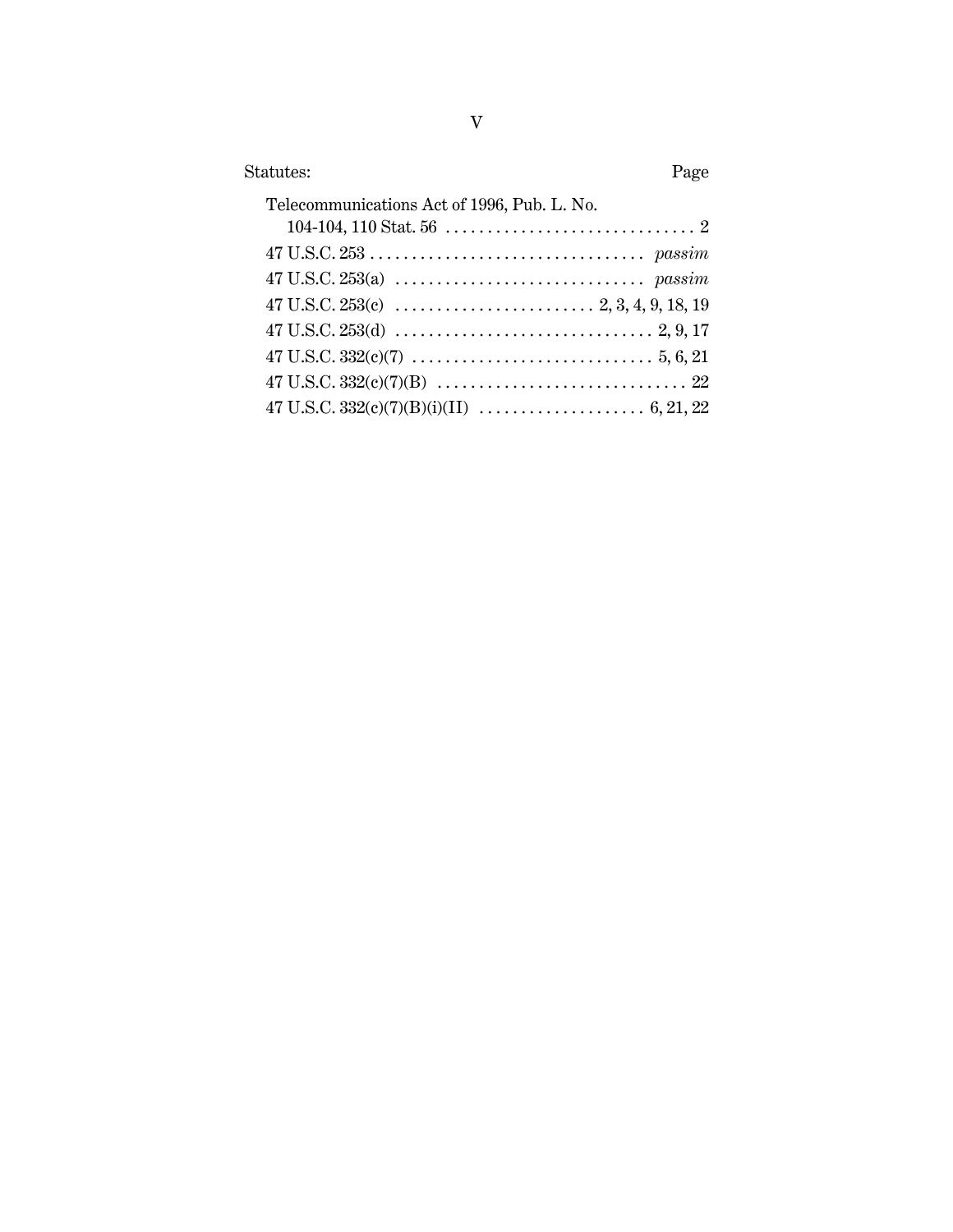Statutes: Page

Telecommunications Act of 1996, Pub. L. No. 104-104, 110 Stat. 56 . . . . . . . . . . . . . . . . . . . . . . . . . . . . . . 2

47 U.S.C. 253 . . . . . . . . . . . . . . . . . . . . . . . . . . . . . . . . . *passim*

47 U.S.C. 253(a) . . . . . . . . . . . . . . . . . . . . . . . . . . . . . . *passim*

47 U.S.C. 253(c) . . . . . . . . . . . . . . . . . . . . . . . . 2, 3, 4, 9, 18, 19

47 U.S.C. 253(d) . . . . . . . . . . . . . . . . . . . . . . . . . . . . . . . 2, 9, 17

47 U.S.C. 332(c)(7) . . . . . . . . . . . . . . . . . . . . . . . . . . . . . 5, 6, 21

47 U.S.C. 332(c)(7)(B) . . . . . . . . . . . . . . . . . . . . . . . . . . . . . . 22

47 U.S.C. 332(c)(7)(B)(i)(II) . . . . . . . . . . . . . . . . . . . . 6, 21, 22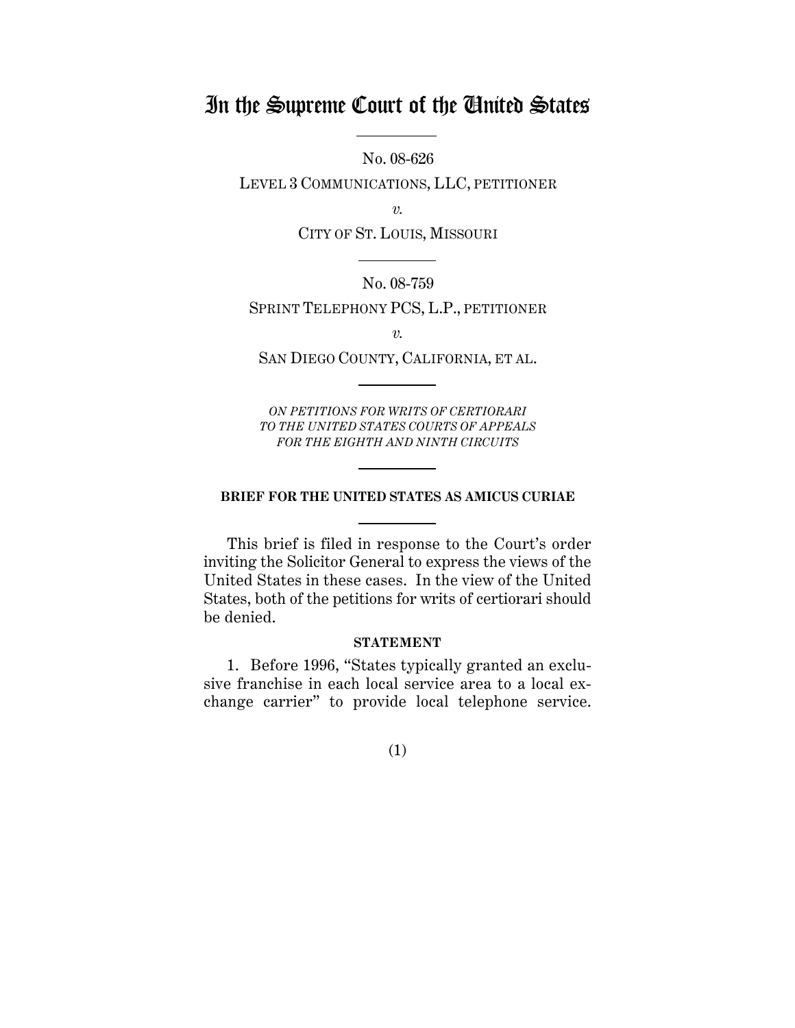# In the Supreme Court of the United States

No. 08-626

LEVEL 3 COMMUNICATIONS, LLC, PETITIONER

*v.*

CITY OF ST. LOUIS, MISSOURI

No. 08-759

SPRINT TELEPHONY PCS, L.P., PETITIONER

*v.*

SAN DIEGO COUNTY, CALIFORNIA, ET AL.

*ON PETITIONS FOR WRITS OF CERTIORARI TO THE UNITED STATES COURTS OF APPEALS FOR THE EIGHTH AND NINTH CIRCUITS*

**BRIEF FOR THE UNITED STATES AS AMICUS CURIAE**

This brief is filed in response to the Court's order inviting the Solicitor General to express the views of the United States in these cases. In the view of the United States, both of the petitions for writs of certiorari should be denied.

**STATEMENT**

1. Before 1996, "States typically granted an exclusive franchise in each local service area to a local exchange carrier" to provide local telephone service.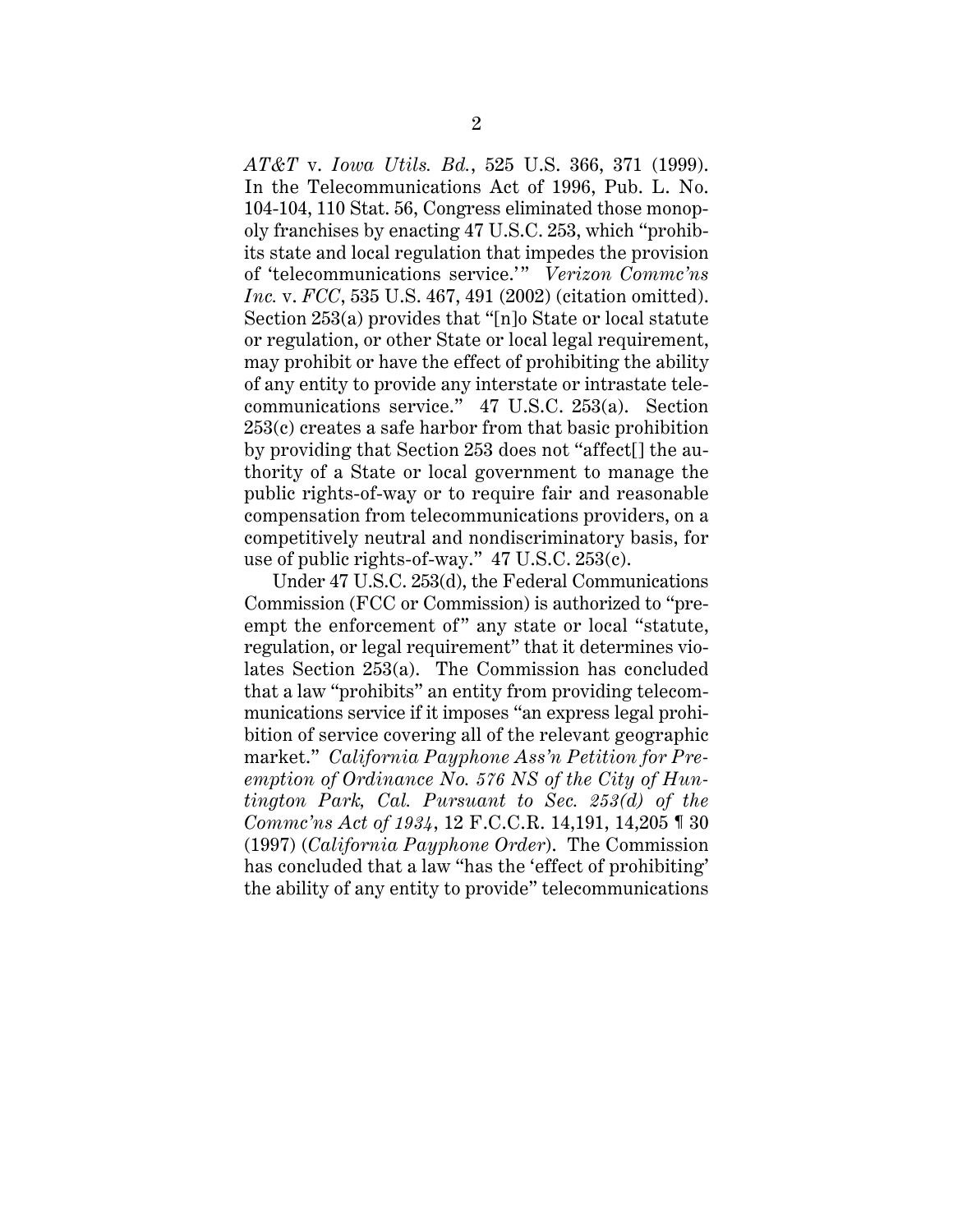*AT&T* v. *Iowa Utils. Bd.*, 525 U.S. 366, 371 (1999). In the Telecommunications Act of 1996, Pub. L. No. 104-104, 110 Stat. 56, Congress eliminated those monopoly franchises by enacting 47 U.S.C. 253, which "prohibits state and local regulation that impedes the provision of 'telecommunications service.'" *Verizon Commc'ns Inc.* v. *FCC*, 535 U.S. 467, 491 (2002) (citation omitted). Section 253(a) provides that "[n]o State or local statute or regulation, or other State or local legal requirement, may prohibit or have the effect of prohibiting the ability of any entity to provide any interstate or intrastate telecommunications service." 47 U.S.C. 253(a). Section 253(c) creates a safe harbor from that basic prohibition by providing that Section 253 does not "affect[] the authority of a State or local government to manage the public rights-of-way or to require fair and reasonable compensation from telecommunications providers, on a competitively neutral and nondiscriminatory basis, for use of public rights-of-way." 47 U.S.C. 253(c).

Under 47 U.S.C. 253(d), the Federal Communications Commission (FCC or Commission) is authorized to "preempt the enforcement of" any state or local "statute, regulation, or legal requirement" that it determines violates Section 253(a). The Commission has concluded that a law "prohibits" an entity from providing telecommunications service if it imposes "an express legal prohibition of service covering all of the relevant geographic market." *California Payphone Ass'n Petition for Preemption of Ordinance No. 576 NS of the City of Huntington Park, Cal. Pursuant to Sec. 253(d) of the Commc'ns Act of 1934*, 12 F.C.C.R. 14,191, 14,205 ¶ 30 (1997) (*California Payphone Order*). The Commission has concluded that a law "has the 'effect of prohibiting' the ability of any entity to provide" telecommunications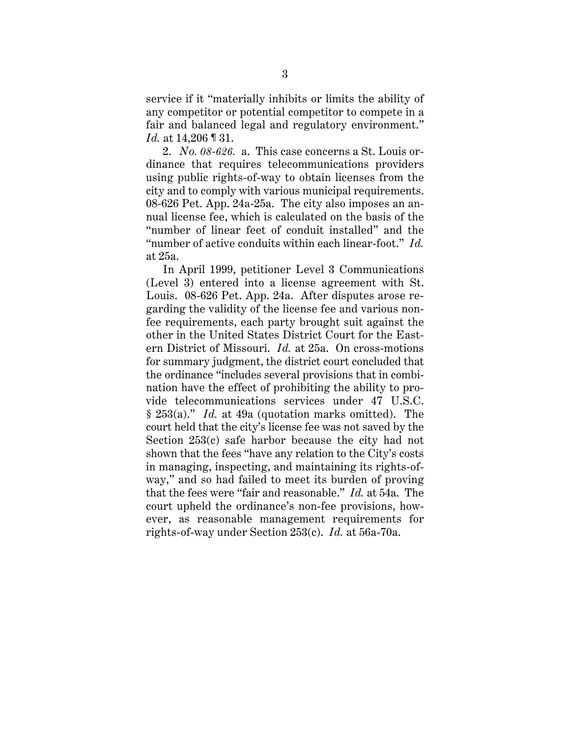service if it "materially inhibits or limits the ability of any competitor or potential competitor to compete in a fair and balanced legal and regulatory environment." *Id.* at 14,206 ¶ 31.

2. *No. 08-626.* a. This case concerns a St. Louis ordinance that requires telecommunications providers using public rights-of-way to obtain licenses from the city and to comply with various municipal requirements. 08-626 Pet. App. 24a-25a. The city also imposes an annual license fee, which is calculated on the basis of the "number of linear feet of conduit installed" and the "number of active conduits within each linear-foot." *Id.* at 25a.

In April 1999, petitioner Level 3 Communications (Level 3) entered into a license agreement with St. Louis. 08-626 Pet. App. 24a. After disputes arose regarding the validity of the license fee and various non-fee requirements, each party brought suit against the other in the United States District Court for the Eastern District of Missouri. *Id.* at 25a. On cross-motions for summary judgment, the district court concluded that the ordinance "includes several provisions that in combination have the effect of prohibiting the ability to provide telecommunications services under 47 U.S.C. § 253(a)." *Id.* at 49a (quotation marks omitted). The court held that the city's license fee was not saved by the Section 253(c) safe harbor because the city had not shown that the fees "have any relation to the City's costs in managing, inspecting, and maintaining its rights-of-way," and so had failed to meet its burden of proving that the fees were "fair and reasonable." *Id.* at 54a. The court upheld the ordinance's non-fee provisions, however, as reasonable management requirements for rights-of-way under Section 253(c). *Id.* at 56a-70a.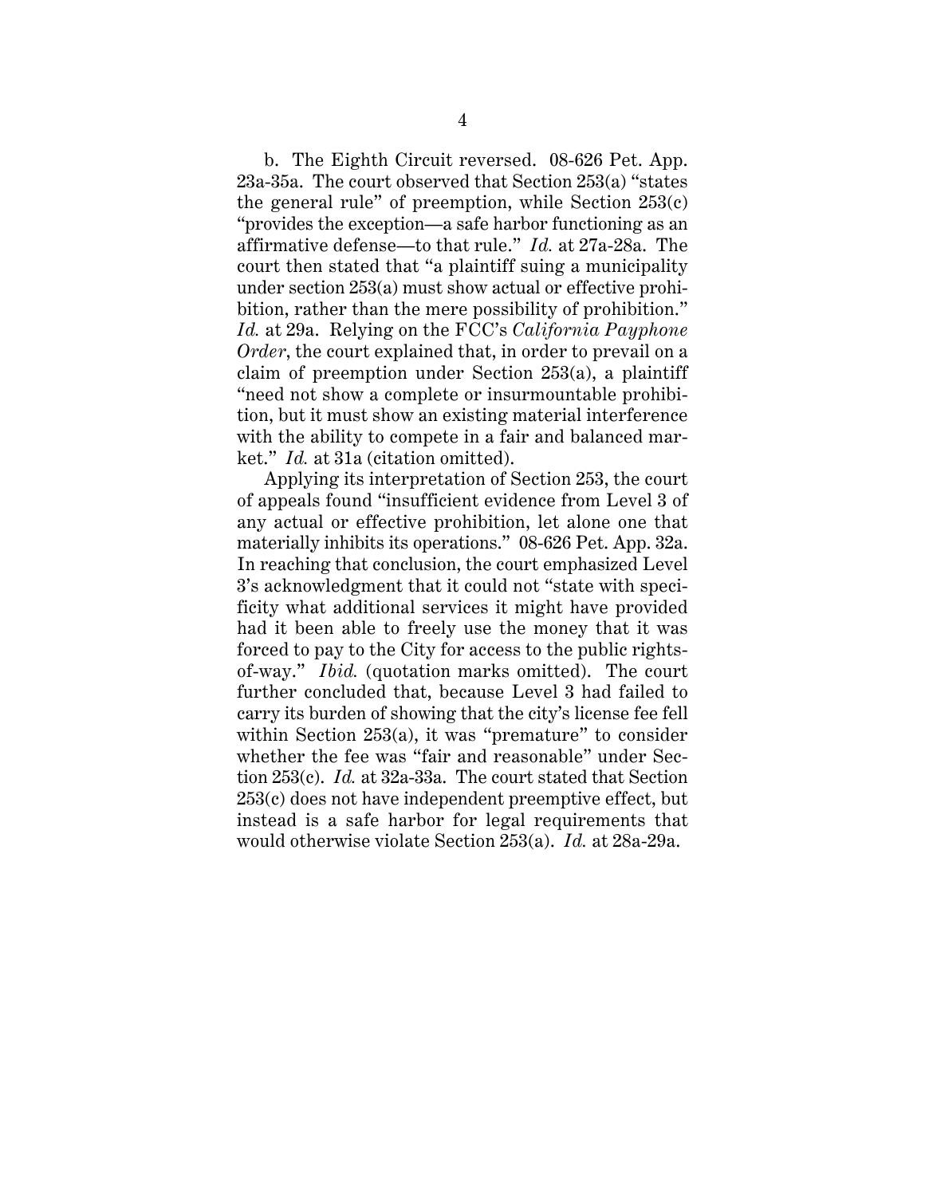b. The Eighth Circuit reversed. 08-626 Pet. App. 23a-35a. The court observed that Section 253(a) "states the general rule" of preemption, while Section 253(c) "provides the exception—a safe harbor functioning as an affirmative defense—to that rule." *Id.* at 27a-28a. The court then stated that "a plaintiff suing a municipality under section 253(a) must show actual or effective prohibition, rather than the mere possibility of prohibition." *Id.* at 29a. Relying on the FCC's *California Payphone Order*, the court explained that, in order to prevail on a claim of preemption under Section 253(a), a plaintiff "need not show a complete or insurmountable prohibition, but it must show an existing material interference with the ability to compete in a fair and balanced market." *Id.* at 31a (citation omitted).

Applying its interpretation of Section 253, the court of appeals found "insufficient evidence from Level 3 of any actual or effective prohibition, let alone one that materially inhibits its operations." 08-626 Pet. App. 32a. In reaching that conclusion, the court emphasized Level 3's acknowledgment that it could not "state with specificity what additional services it might have provided had it been able to freely use the money that it was forced to pay to the City for access to the public rights-of-way." *Ibid.* (quotation marks omitted). The court further concluded that, because Level 3 had failed to carry its burden of showing that the city's license fee fell within Section 253(a), it was "premature" to consider whether the fee was "fair and reasonable" under Section 253(c). *Id.* at 32a-33a. The court stated that Section 253(c) does not have independent preemptive effect, but instead is a safe harbor for legal requirements that would otherwise violate Section 253(a). *Id.* at 28a-29a.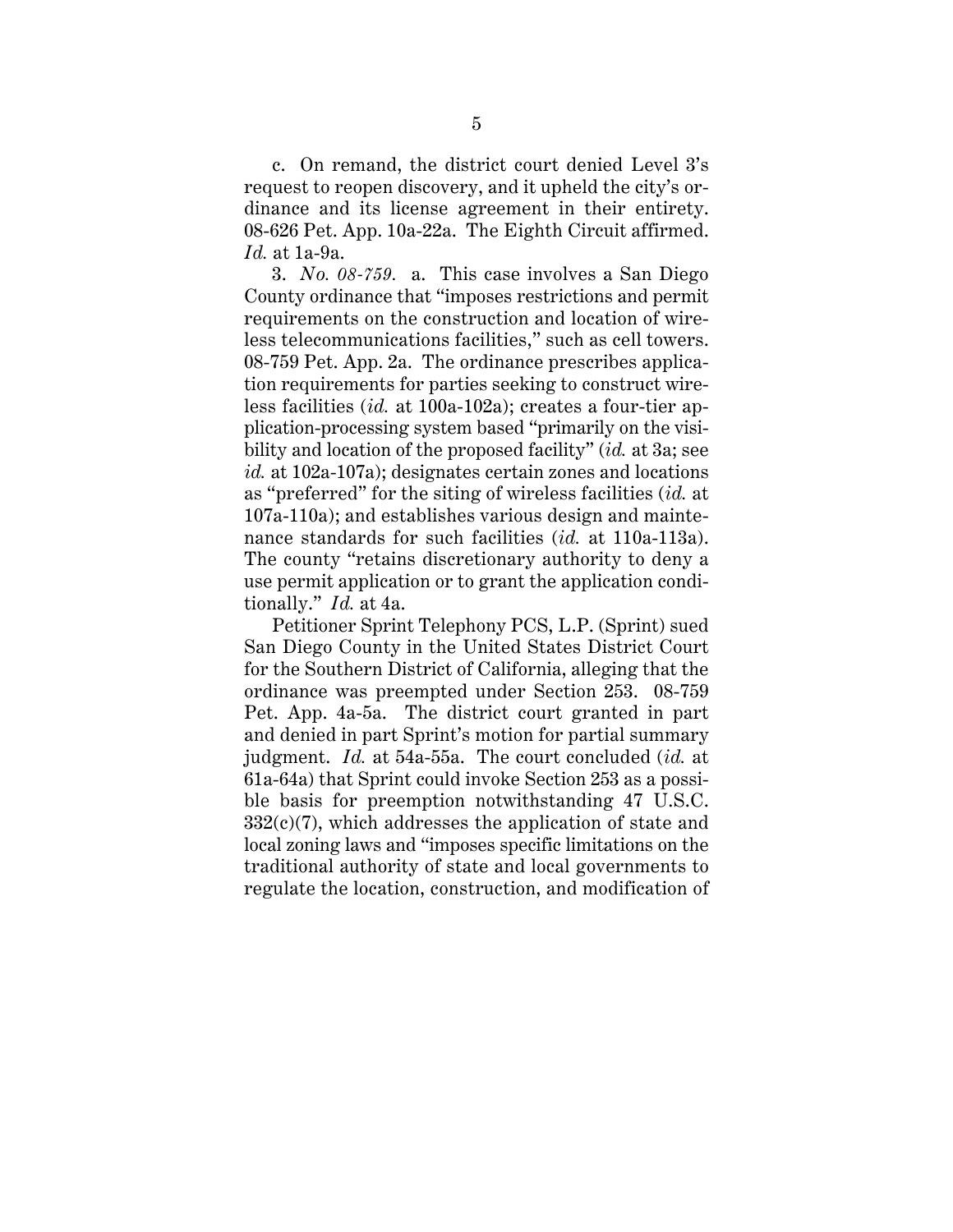c. On remand, the district court denied Level 3's request to reopen discovery, and it upheld the city's ordinance and its license agreement in their entirety. 08-626 Pet. App. 10a-22a. The Eighth Circuit affirmed. *Id.* at 1a-9a.

3. *No. 08-759.* a. This case involves a San Diego County ordinance that "imposes restrictions and permit requirements on the construction and location of wireless telecommunications facilities," such as cell towers. 08-759 Pet. App. 2a. The ordinance prescribes application requirements for parties seeking to construct wireless facilities (*id.* at 100a-102a); creates a four-tier application-processing system based "primarily on the visibility and location of the proposed facility" (*id.* at 3a; see *id.* at 102a-107a); designates certain zones and locations as "preferred" for the siting of wireless facilities (*id.* at 107a-110a); and establishes various design and maintenance standards for such facilities (*id.* at 110a-113a). The county "retains discretionary authority to deny a use permit application or to grant the application conditionally." *Id.* at 4a.

Petitioner Sprint Telephony PCS, L.P. (Sprint) sued San Diego County in the United States District Court for the Southern District of California, alleging that the ordinance was preempted under Section 253. 08-759 Pet. App. 4a-5a. The district court granted in part and denied in part Sprint's motion for partial summary judgment. *Id.* at 54a-55a. The court concluded (*id.* at 61a-64a) that Sprint could invoke Section 253 as a possible basis for preemption notwithstanding 47 U.S.C. 332(c)(7), which addresses the application of state and local zoning laws and "imposes specific limitations on the traditional authority of state and local governments to regulate the location, construction, and modification of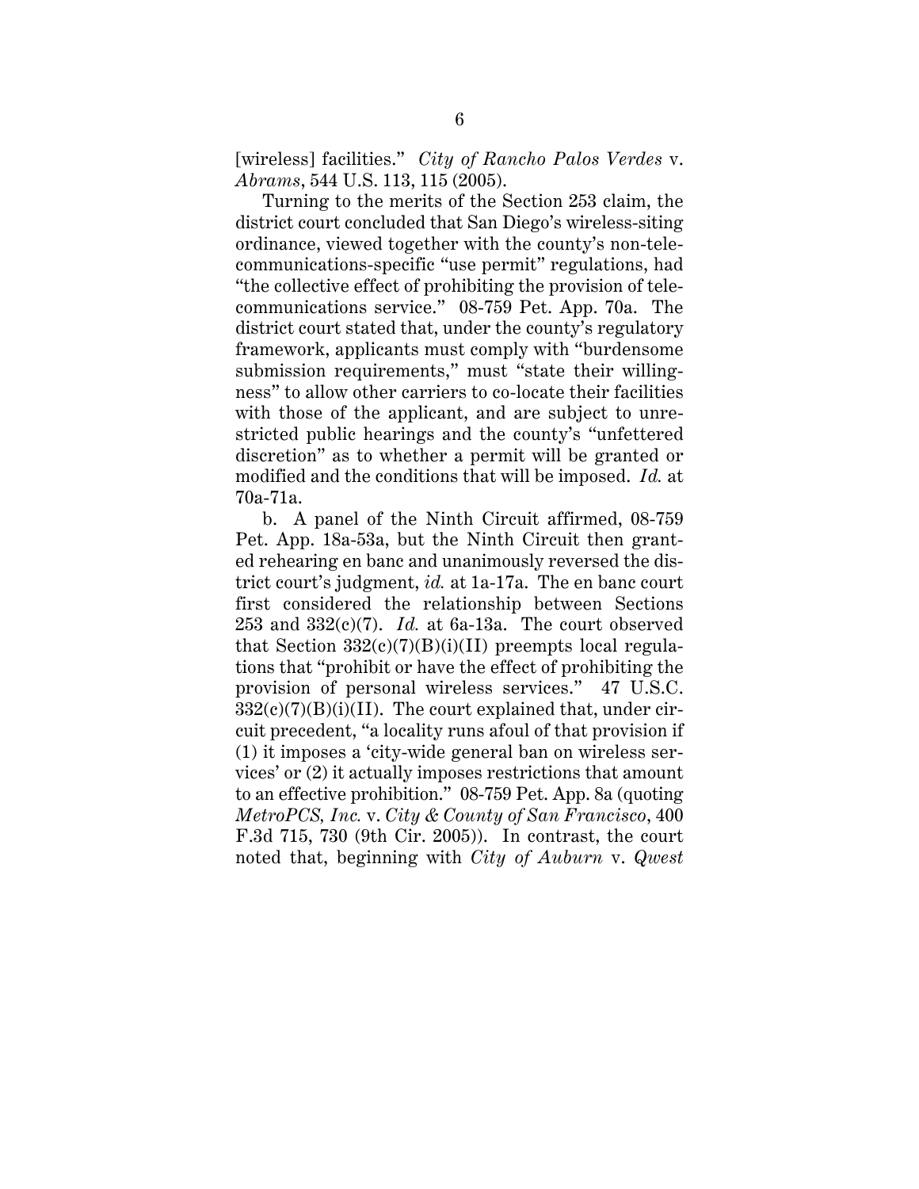[wireless] facilities." *City of Rancho Palos Verdes* v. *Abrams*, 544 U.S. 113, 115 (2005).

Turning to the merits of the Section 253 claim, the district court concluded that San Diego's wireless-siting ordinance, viewed together with the county's non-telecommunications-specific "use permit" regulations, had "the collective effect of prohibiting the provision of telecommunications service." 08-759 Pet. App. 70a. The district court stated that, under the county's regulatory framework, applicants must comply with "burdensome submission requirements," must "state their willingness" to allow other carriers to co-locate their facilities with those of the applicant, and are subject to unrestricted public hearings and the county's "unfettered discretion" as to whether a permit will be granted or modified and the conditions that will be imposed. *Id.* at 70a-71a.

b. A panel of the Ninth Circuit affirmed, 08-759 Pet. App. 18a-53a, but the Ninth Circuit then granted rehearing en banc and unanimously reversed the district court's judgment, *id.* at 1a-17a. The en banc court first considered the relationship between Sections 253 and 332(c)(7). *Id.* at 6a-13a. The court observed that Section 332(c)(7)(B)(i)(II) preempts local regulations that "prohibit or have the effect of prohibiting the provision of personal wireless services." 47 U.S.C. 332(c)(7)(B)(i)(II). The court explained that, under circuit precedent, "a locality runs afoul of that provision if (1) it imposes a 'city-wide general ban on wireless services' or (2) it actually imposes restrictions that amount to an effective prohibition." 08-759 Pet. App. 8a (quoting *MetroPCS, Inc.* v. *City & County of San Francisco*, 400 F.3d 715, 730 (9th Cir. 2005)). In contrast, the court noted that, beginning with *City of Auburn* v. *Qwest*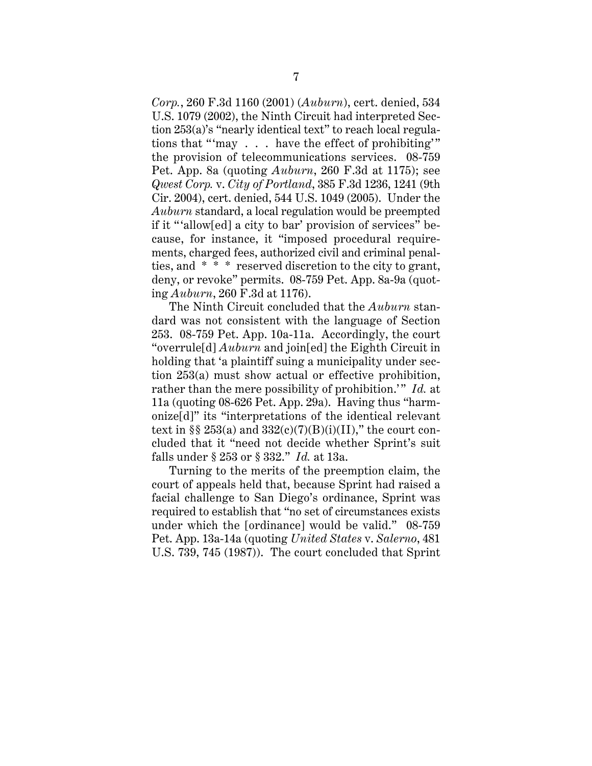*Corp.*, 260 F.3d 1160 (2001) (*Auburn*), cert. denied, 534 U.S. 1079 (2002), the Ninth Circuit had interpreted Section 253(a)'s "nearly identical text" to reach local regulations that "'may . . . have the effect of prohibiting'" the provision of telecommunications services. 08-759 Pet. App. 8a (quoting *Auburn*, 260 F.3d at 1175); see *Qwest Corp.* v. *City of Portland*, 385 F.3d 1236, 1241 (9th Cir. 2004), cert. denied, 544 U.S. 1049 (2005). Under the *Auburn* standard, a local regulation would be preempted if it "'allow[ed] a city to bar' provision of services" because, for instance, it "imposed procedural requirements, charged fees, authorized civil and criminal penalties, and * * * reserved discretion to the city to grant, deny, or revoke" permits. 08-759 Pet. App. 8a-9a (quoting *Auburn*, 260 F.3d at 1176).

The Ninth Circuit concluded that the *Auburn* standard was not consistent with the language of Section 253. 08-759 Pet. App. 10a-11a. Accordingly, the court "overrule[d] *Auburn* and join[ed] the Eighth Circuit in holding that 'a plaintiff suing a municipality under section 253(a) must show actual or effective prohibition, rather than the mere possibility of prohibition.'" *Id.* at 11a (quoting 08-626 Pet. App. 29a). Having thus "harmonize[d]" its "interpretations of the identical relevant text in §§ 253(a) and 332(c)(7)(B)(i)(II)," the court concluded that it "need not decide whether Sprint's suit falls under § 253 or § 332." *Id.* at 13a.

Turning to the merits of the preemption claim, the court of appeals held that, because Sprint had raised a facial challenge to San Diego's ordinance, Sprint was required to establish that "no set of circumstances exists under which the [ordinance] would be valid." 08-759 Pet. App. 13a-14a (quoting *United States* v. *Salerno*, 481 U.S. 739, 745 (1987)). The court concluded that Sprint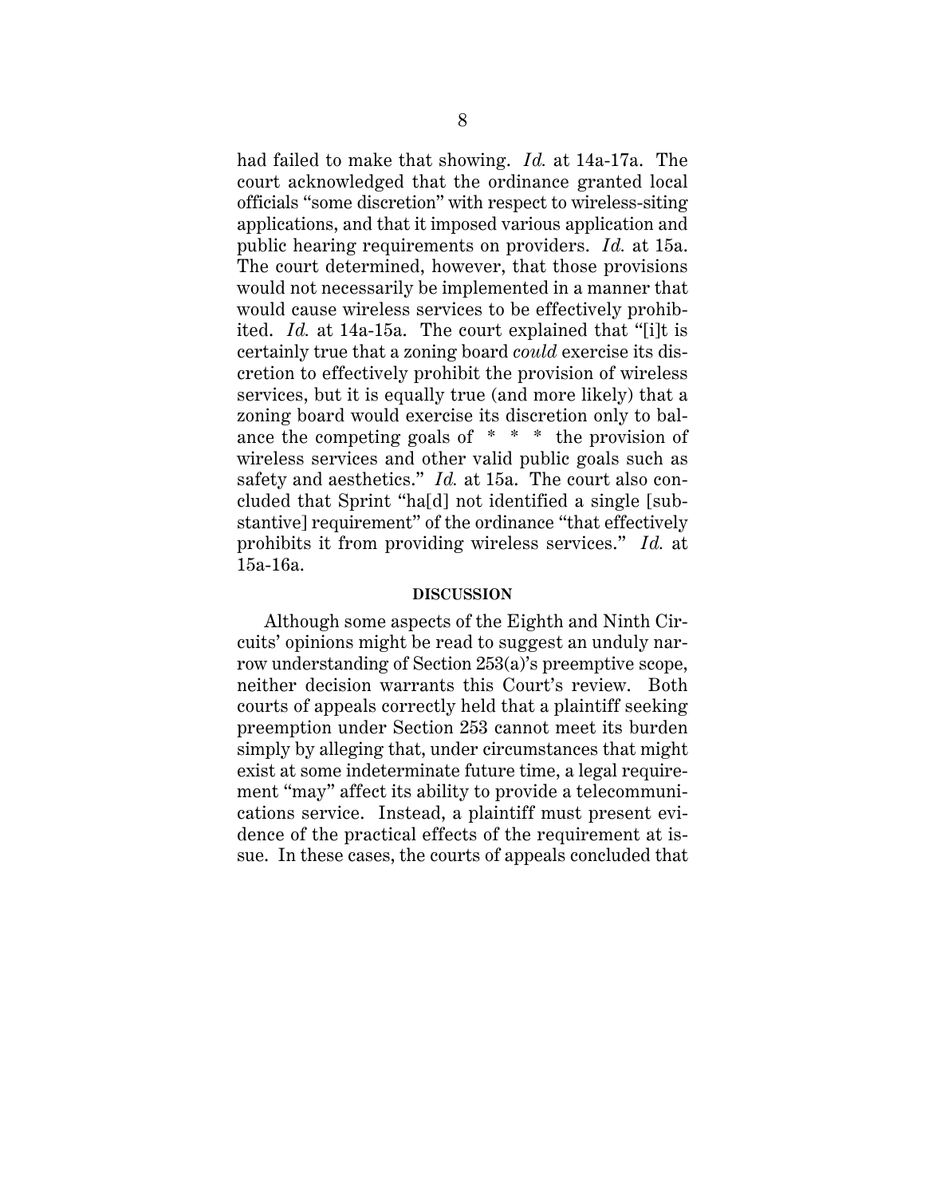had failed to make that showing. *Id.* at 14a-17a. The court acknowledged that the ordinance granted local officials "some discretion" with respect to wireless-siting applications, and that it imposed various application and public hearing requirements on providers. *Id.* at 15a. The court determined, however, that those provisions would not necessarily be implemented in a manner that would cause wireless services to be effectively prohibited. *Id.* at 14a-15a. The court explained that "[i]t is certainly true that a zoning board *could* exercise its discretion to effectively prohibit the provision of wireless services, but it is equally true (and more likely) that a zoning board would exercise its discretion only to balance the competing goals of * * * the provision of wireless services and other valid public goals such as safety and aesthetics." *Id.* at 15a. The court also concluded that Sprint "ha[d] not identified a single [substantive] requirement" of the ordinance "that effectively prohibits it from providing wireless services." *Id.* at 15a-16a.

## DISCUSSION

Although some aspects of the Eighth and Ninth Circuits' opinions might be read to suggest an unduly narrow understanding of Section 253(a)'s preemptive scope, neither decision warrants this Court's review. Both courts of appeals correctly held that a plaintiff seeking preemption under Section 253 cannot meet its burden simply by alleging that, under circumstances that might exist at some indeterminate future time, a legal requirement "may" affect its ability to provide a telecommunications service. Instead, a plaintiff must present evidence of the practical effects of the requirement at issue. In these cases, the courts of appeals concluded that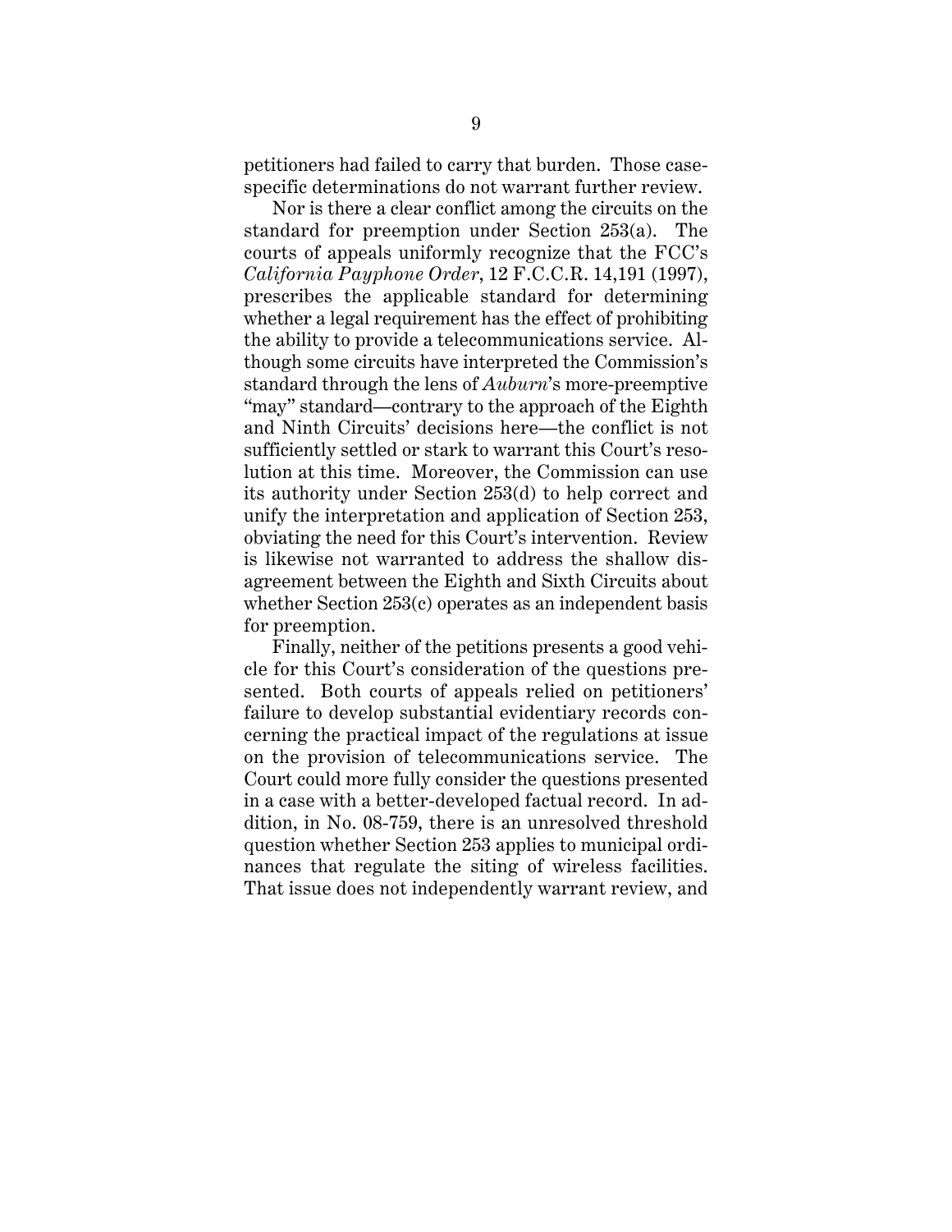petitioners had failed to carry that burden. Those case-specific determinations do not warrant further review.

Nor is there a clear conflict among the circuits on the standard for preemption under Section 253(a). The courts of appeals uniformly recognize that the FCC's *California Payphone Order*, 12 F.C.C.R. 14,191 (1997), prescribes the applicable standard for determining whether a legal requirement has the effect of prohibiting the ability to provide a telecommunications service. Although some circuits have interpreted the Commission's standard through the lens of *Auburn*'s more-preemptive "may" standard—contrary to the approach of the Eighth and Ninth Circuits' decisions here—the conflict is not sufficiently settled or stark to warrant this Court's resolution at this time. Moreover, the Commission can use its authority under Section 253(d) to help correct and unify the interpretation and application of Section 253, obviating the need for this Court's intervention. Review is likewise not warranted to address the shallow disagreement between the Eighth and Sixth Circuits about whether Section 253(c) operates as an independent basis for preemption.

Finally, neither of the petitions presents a good vehicle for this Court's consideration of the questions presented. Both courts of appeals relied on petitioners' failure to develop substantial evidentiary records concerning the practical impact of the regulations at issue on the provision of telecommunications service. The Court could more fully consider the questions presented in a case with a better-developed factual record. In addition, in No. 08-759, there is an unresolved threshold question whether Section 253 applies to municipal ordinances that regulate the siting of wireless facilities. That issue does not independently warrant review, and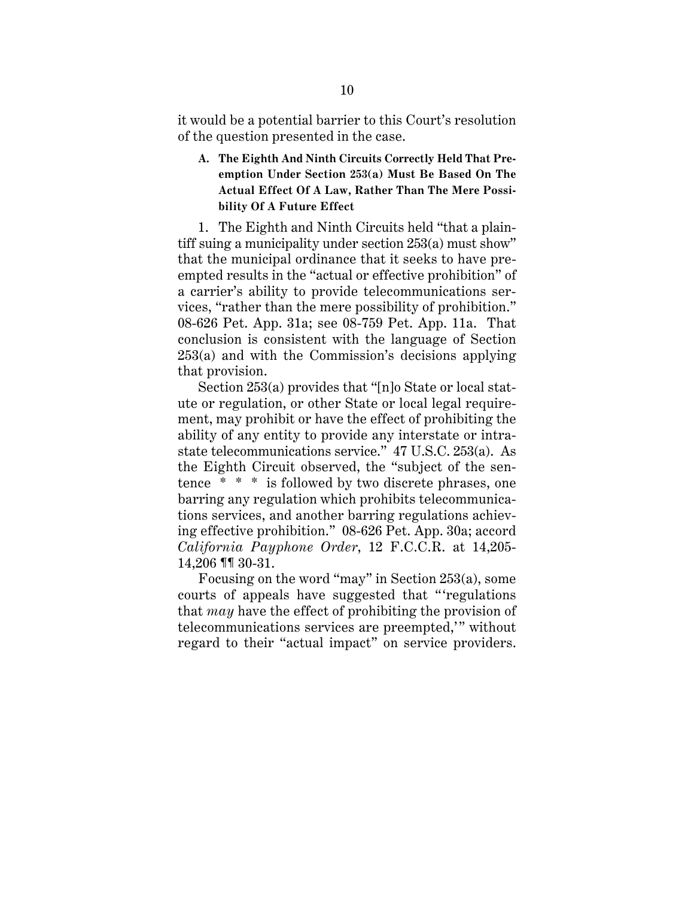it would be a potential barrier to this Court's resolution of the question presented in the case.

**A. The Eighth And Ninth Circuits Correctly Held That Preemption Under Section 253(a) Must Be Based On The Actual Effect Of A Law, Rather Than The Mere Possibility Of A Future Effect**

1. The Eighth and Ninth Circuits held "that a plaintiff suing a municipality under section 253(a) must show" that the municipal ordinance that it seeks to have preempted results in the "actual or effective prohibition" of a carrier's ability to provide telecommunications services, "rather than the mere possibility of prohibition." 08-626 Pet. App. 31a; see 08-759 Pet. App. 11a. That conclusion is consistent with the language of Section 253(a) and with the Commission's decisions applying that provision.

Section 253(a) provides that "[n]o State or local statute or regulation, or other State or local legal requirement, may prohibit or have the effect of prohibiting the ability of any entity to provide any interstate or intrastate telecommunications service." 47 U.S.C. 253(a). As the Eighth Circuit observed, the "subject of the sentence * * * is followed by two discrete phrases, one barring any regulation which prohibits telecommunications services, and another barring regulations achieving effective prohibition." 08-626 Pet. App. 30a; accord *California Payphone Order*, 12 F.C.C.R. at 14,205-14,206 ¶¶ 30-31.

Focusing on the word "may" in Section 253(a), some courts of appeals have suggested that "'regulations that *may* have the effect of prohibiting the provision of telecommunications services are preempted,'" without regard to their "actual impact" on service providers.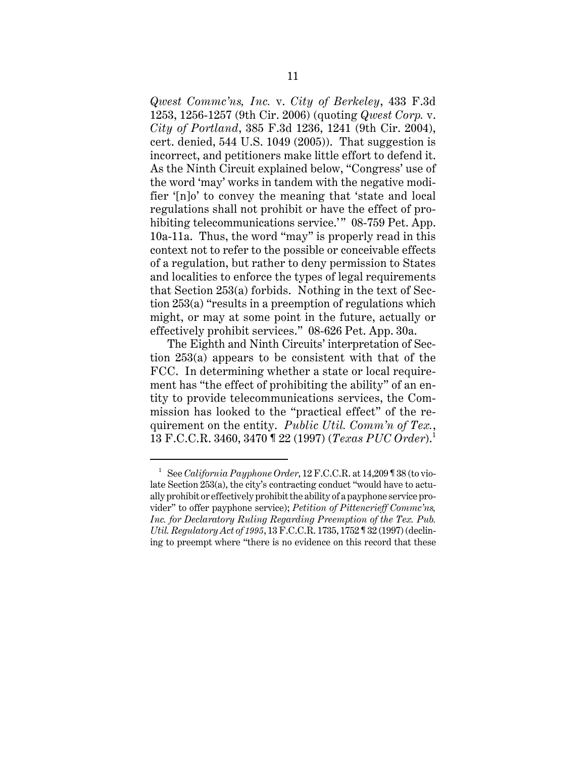*Qwest Commc'ns, Inc.* v. *City of Berkeley*, 433 F.3d 1253, 1256-1257 (9th Cir. 2006) (quoting *Qwest Corp.* v. *City of Portland*, 385 F.3d 1236, 1241 (9th Cir. 2004), cert. denied, 544 U.S. 1049 (2005)). That suggestion is incorrect, and petitioners make little effort to defend it. As the Ninth Circuit explained below, "Congress' use of the word 'may' works in tandem with the negative modifier '[n]o' to convey the meaning that 'state and local regulations shall not prohibit or have the effect of prohibiting telecommunications service.'" 08-759 Pet. App. 10a-11a. Thus, the word "may" is properly read in this context not to refer to the possible or conceivable effects of a regulation, but rather to deny permission to States and localities to enforce the types of legal requirements that Section 253(a) forbids. Nothing in the text of Section 253(a) "results in a preemption of regulations which might, or may at some point in the future, actually or effectively prohibit services." 08-626 Pet. App. 30a.

The Eighth and Ninth Circuits' interpretation of Section 253(a) appears to be consistent with that of the FCC. In determining whether a state or local requirement has "the effect of prohibiting the ability" of an entity to provide telecommunications services, the Commission has looked to the "practical effect" of the requirement on the entity. *Public Util. Comm'n of Tex.*, 13 F.C.C.R. 3460, 3470 ¶ 22 (1997) (*Texas PUC Order*).[1]

[1] See *California Payphone Order*, 12 F.C.C.R. at 14,209 ¶ 38 (to violate Section 253(a), the city's contracting conduct "would have to actually prohibit or effectively prohibit the ability of a payphone service provider" to offer payphone service); *Petition of Pittencrieff Commc'ns, Inc. for Declaratory Ruling Regarding Preemption of the Tex. Pub. Util. Regulatory Act of 1995*, 13 F.C.C.R. 1735, 1752 ¶ 32 (1997) (declining to preempt where "there is no evidence on this record that these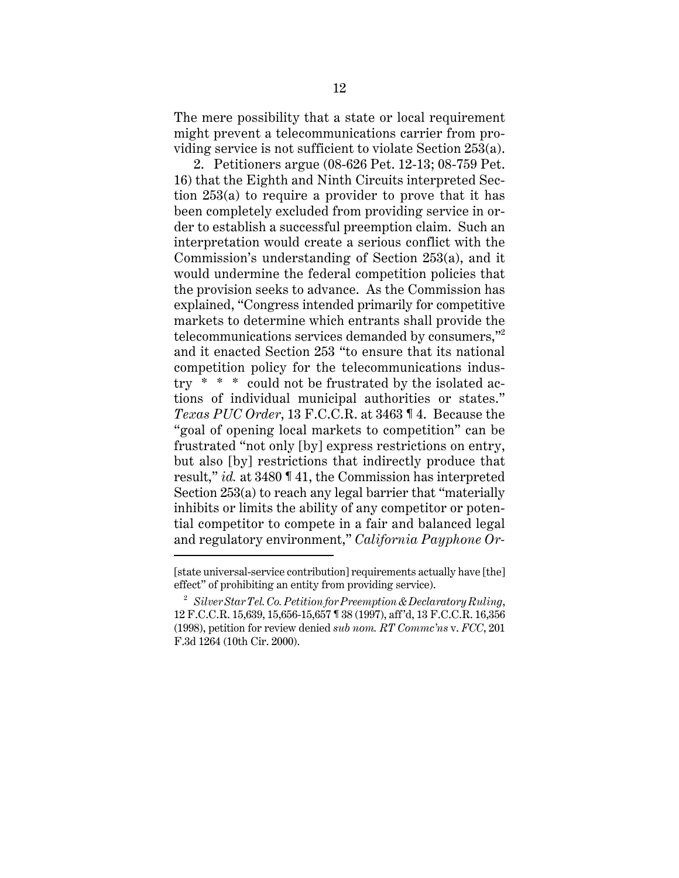The mere possibility that a state or local requirement might prevent a telecommunications carrier from providing service is not sufficient to violate Section 253(a).

2. Petitioners argue (08-626 Pet. 12-13; 08-759 Pet. 16) that the Eighth and Ninth Circuits interpreted Section 253(a) to require a provider to prove that it has been completely excluded from providing service in order to establish a successful preemption claim. Such an interpretation would create a serious conflict with the Commission's understanding of Section 253(a), and it would undermine the federal competition policies that the provision seeks to advance. As the Commission has explained, "Congress intended primarily for competitive markets to determine which entrants shall provide the telecommunications services demanded by consumers,"[2] and it enacted Section 253 "to ensure that its national competition policy for the telecommunications industry * * * could not be frustrated by the isolated actions of individual municipal authorities or states." *Texas PUC Order*, 13 F.C.C.R. at 3463 ¶ 4. Because the "goal of opening local markets to competition" can be frustrated "not only [by] express restrictions on entry, but also [by] restrictions that indirectly produce that result," *id.* at 3480 ¶ 41, the Commission has interpreted Section 253(a) to reach any legal barrier that "materially inhibits or limits the ability of any competitor or potential competitor to compete in a fair and balanced legal and regulatory environment," *California Payphone Or-*

---

[state universal-service contribution] requirements actually have [the] effect" of prohibiting an entity from providing service).

[2] *Silver Star Tel. Co. Petition for Preemption & Declaratory Ruling*, 12 F.C.C.R. 15,639, 15,656-15,657 ¶ 38 (1997), aff'd, 13 F.C.C.R. 16,356 (1998), petition for review denied *sub nom. RT Commc'ns* v. *FCC*, 201 F.3d 1264 (10th Cir. 2000).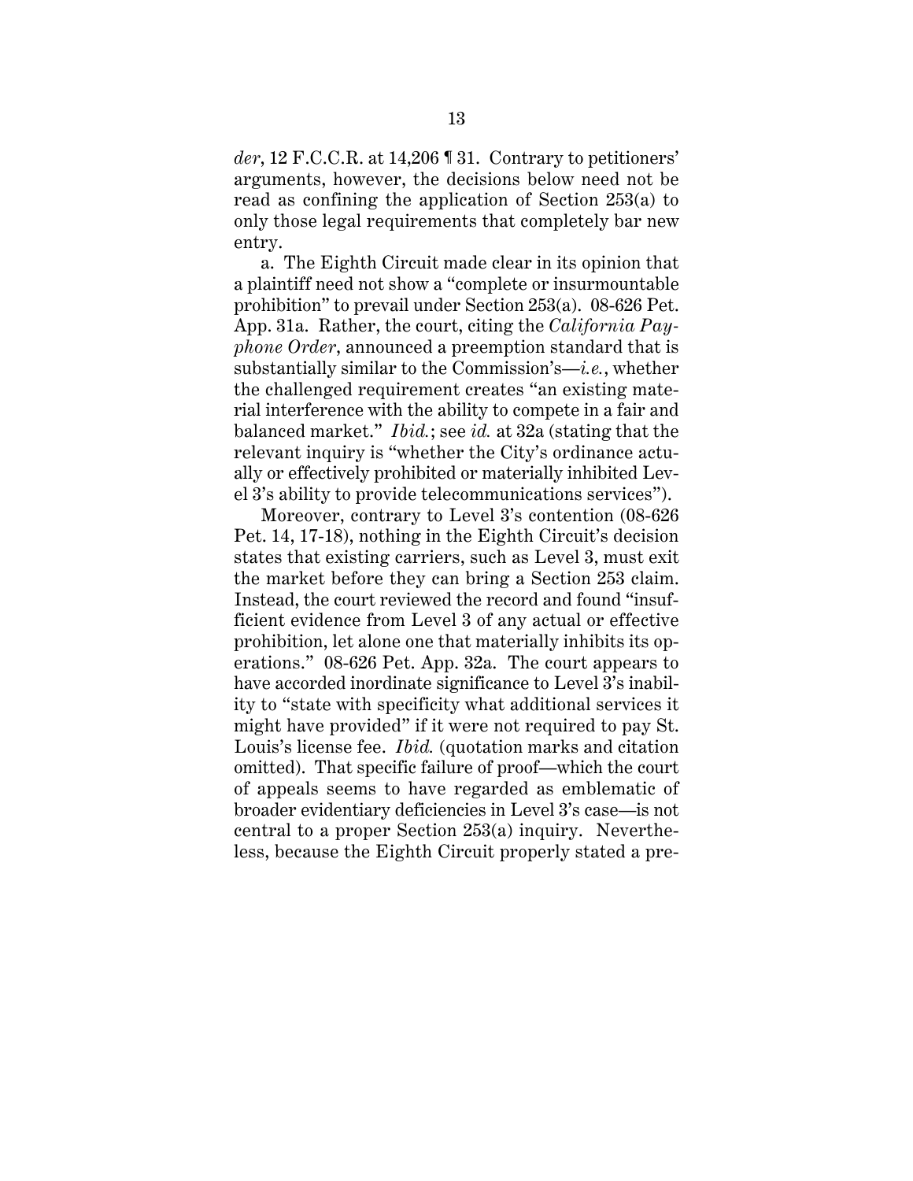*der*, 12 F.C.C.R. at 14,206 ¶ 31. Contrary to petitioners' arguments, however, the decisions below need not be read as confining the application of Section 253(a) to only those legal requirements that completely bar new entry.

a. The Eighth Circuit made clear in its opinion that a plaintiff need not show a "complete or insurmountable prohibition" to prevail under Section 253(a). 08-626 Pet. App. 31a. Rather, the court, citing the *California Payphone Order*, announced a preemption standard that is substantially similar to the Commission's—*i.e.*, whether the challenged requirement creates "an existing material interference with the ability to compete in a fair and balanced market." *Ibid.*; see *id.* at 32a (stating that the relevant inquiry is "whether the City's ordinance actually or effectively prohibited or materially inhibited Level 3's ability to provide telecommunications services").

Moreover, contrary to Level 3's contention (08-626 Pet. 14, 17-18), nothing in the Eighth Circuit's decision states that existing carriers, such as Level 3, must exit the market before they can bring a Section 253 claim. Instead, the court reviewed the record and found "insufficient evidence from Level 3 of any actual or effective prohibition, let alone one that materially inhibits its operations." 08-626 Pet. App. 32a. The court appears to have accorded inordinate significance to Level 3's inability to "state with specificity what additional services it might have provided" if it were not required to pay St. Louis's license fee. *Ibid.* (quotation marks and citation omitted). That specific failure of proof—which the court of appeals seems to have regarded as emblematic of broader evidentiary deficiencies in Level 3's case—is not central to a proper Section 253(a) inquiry. Nevertheless, because the Eighth Circuit properly stated a pre-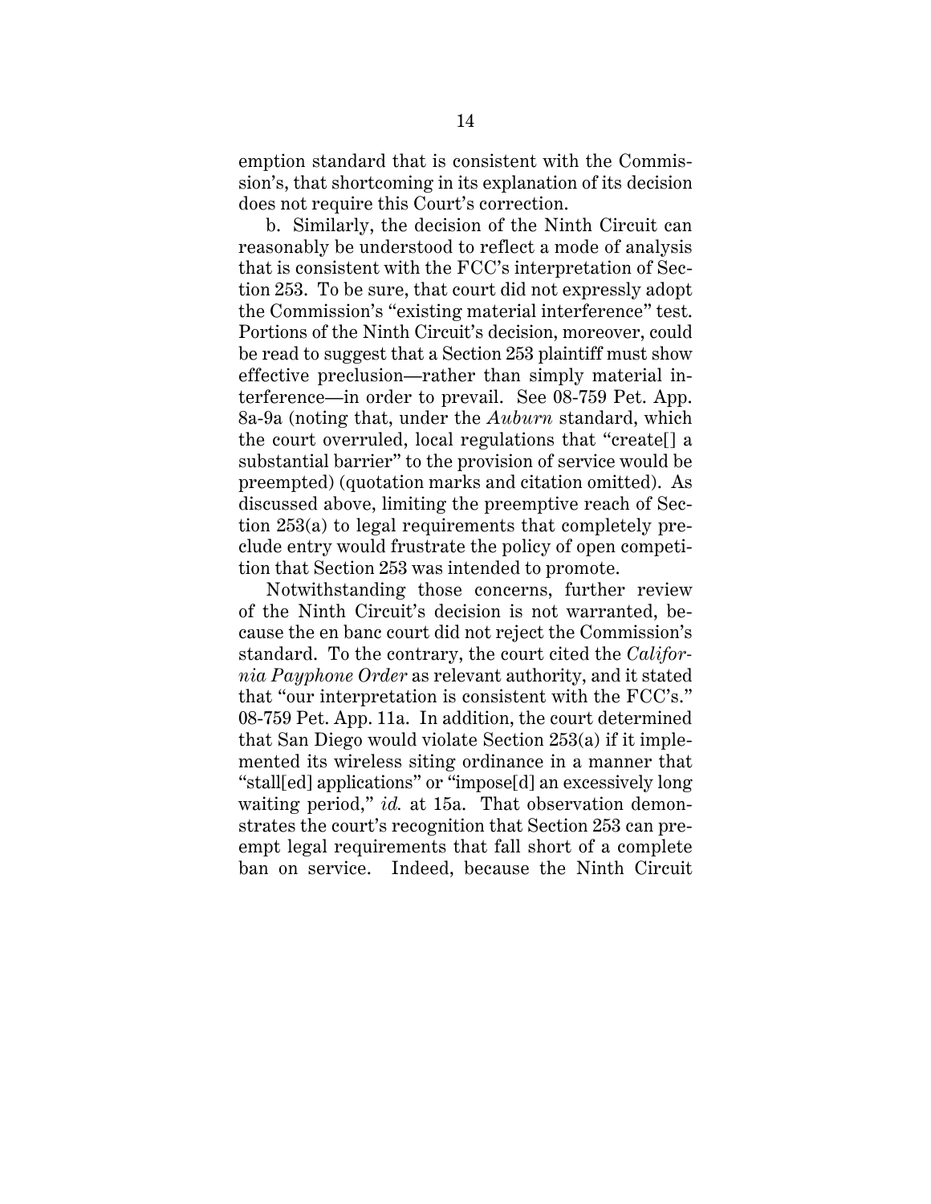emption standard that is consistent with the Commission's, that shortcoming in its explanation of its decision does not require this Court's correction.

b. Similarly, the decision of the Ninth Circuit can reasonably be understood to reflect a mode of analysis that is consistent with the FCC's interpretation of Section 253. To be sure, that court did not expressly adopt the Commission's "existing material interference" test. Portions of the Ninth Circuit's decision, moreover, could be read to suggest that a Section 253 plaintiff must show effective preclusion—rather than simply material interference—in order to prevail. See 08-759 Pet. App. 8a-9a (noting that, under the *Auburn* standard, which the court overruled, local regulations that "create[] a substantial barrier" to the provision of service would be preempted) (quotation marks and citation omitted). As discussed above, limiting the preemptive reach of Section 253(a) to legal requirements that completely preclude entry would frustrate the policy of open competition that Section 253 was intended to promote.

Notwithstanding those concerns, further review of the Ninth Circuit's decision is not warranted, because the en banc court did not reject the Commission's standard. To the contrary, the court cited the *California Payphone Order* as relevant authority, and it stated that "our interpretation is consistent with the FCC's." 08-759 Pet. App. 11a. In addition, the court determined that San Diego would violate Section 253(a) if it implemented its wireless siting ordinance in a manner that "stall[ed] applications" or "impose[d] an excessively long waiting period," *id.* at 15a. That observation demonstrates the court's recognition that Section 253 can preempt legal requirements that fall short of a complete ban on service. Indeed, because the Ninth Circuit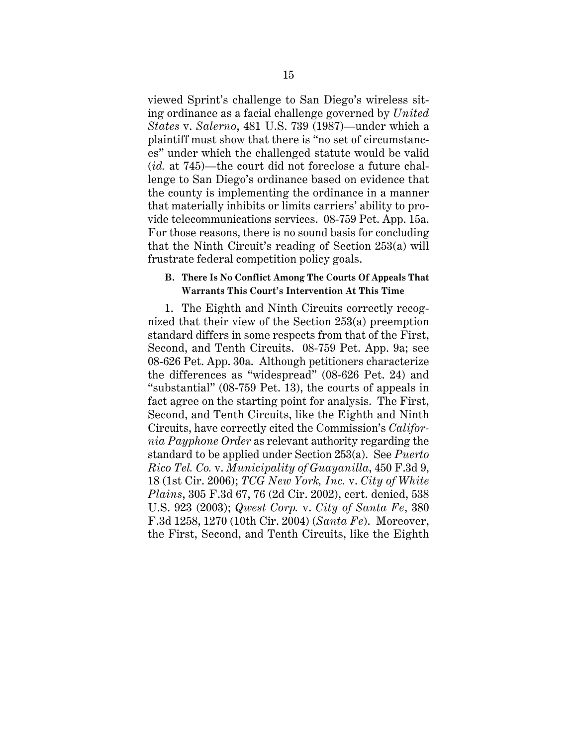viewed Sprint's challenge to San Diego's wireless siting ordinance as a facial challenge governed by *United States* v. *Salerno*, 481 U.S. 739 (1987)—under which a plaintiff must show that there is "no set of circumstances" under which the challenged statute would be valid (*id.* at 745)—the court did not foreclose a future challenge to San Diego's ordinance based on evidence that the county is implementing the ordinance in a manner that materially inhibits or limits carriers' ability to provide telecommunications services. 08-759 Pet. App. 15a. For those reasons, there is no sound basis for concluding that the Ninth Circuit's reading of Section 253(a) will frustrate federal competition policy goals.

### B. There Is No Conflict Among The Courts Of Appeals That Warrants This Court's Intervention At This Time

1. The Eighth and Ninth Circuits correctly recognized that their view of the Section 253(a) preemption standard differs in some respects from that of the First, Second, and Tenth Circuits. 08-759 Pet. App. 9a; see 08-626 Pet. App. 30a. Although petitioners characterize the differences as "widespread" (08-626 Pet. 24) and "substantial" (08-759 Pet. 13), the courts of appeals in fact agree on the starting point for analysis. The First, Second, and Tenth Circuits, like the Eighth and Ninth Circuits, have correctly cited the Commission's *California Payphone Order* as relevant authority regarding the standard to be applied under Section 253(a). See *Puerto Rico Tel. Co.* v. *Municipality of Guayanilla*, 450 F.3d 9, 18 (1st Cir. 2006); *TCG New York, Inc.* v. *City of White Plains*, 305 F.3d 67, 76 (2d Cir. 2002), cert. denied, 538 U.S. 923 (2003); *Qwest Corp.* v. *City of Santa Fe*, 380 F.3d 1258, 1270 (10th Cir. 2004) (*Santa Fe*). Moreover, the First, Second, and Tenth Circuits, like the Eighth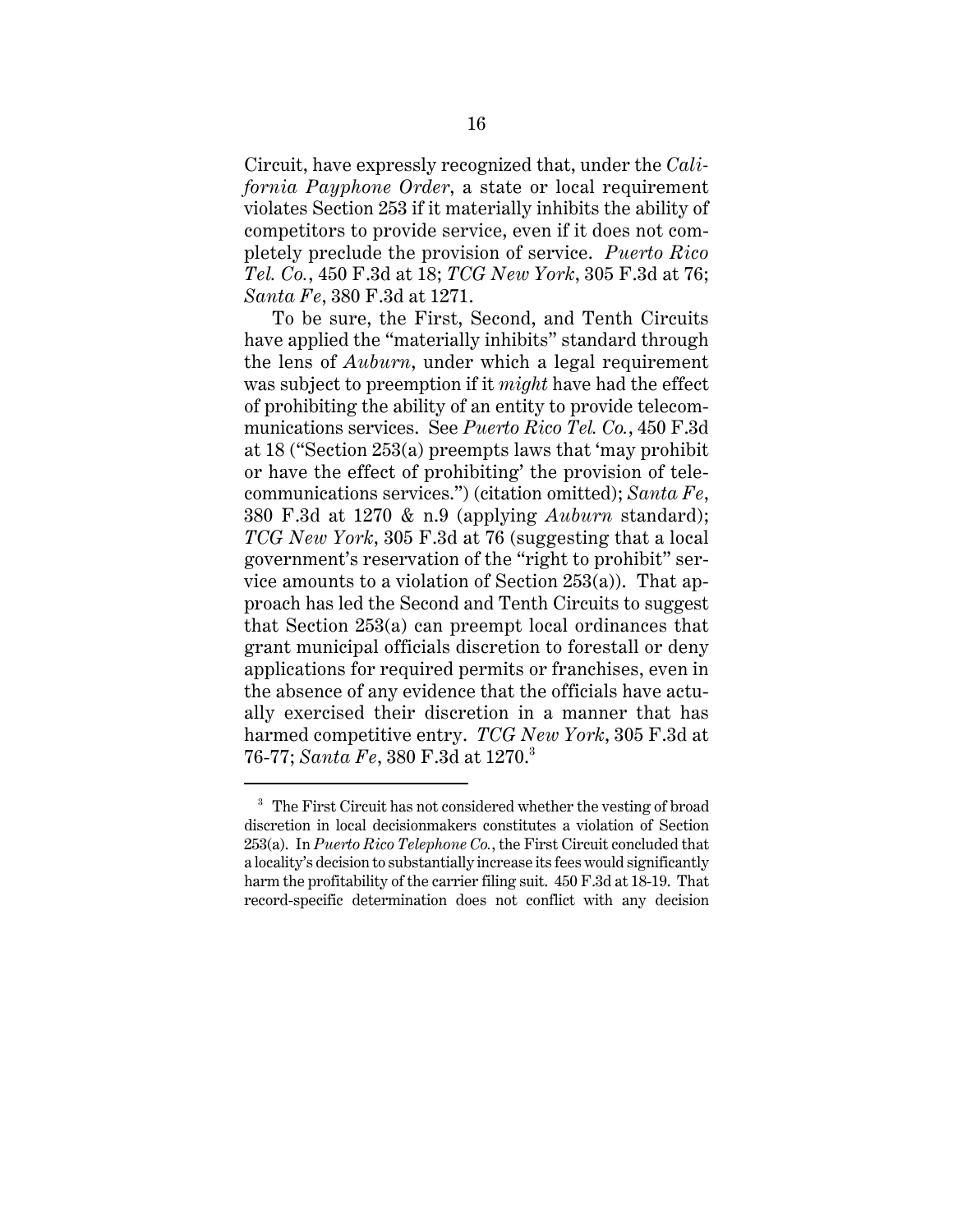Circuit, have expressly recognized that, under the *California Payphone Order*, a state or local requirement violates Section 253 if it materially inhibits the ability of competitors to provide service, even if it does not completely preclude the provision of service. *Puerto Rico Tel. Co.*, 450 F.3d at 18; *TCG New York*, 305 F.3d at 76; *Santa Fe*, 380 F.3d at 1271.

To be sure, the First, Second, and Tenth Circuits have applied the "materially inhibits" standard through the lens of *Auburn*, under which a legal requirement was subject to preemption if it *might* have had the effect of prohibiting the ability of an entity to provide telecommunications services. See *Puerto Rico Tel. Co.*, 450 F.3d at 18 ("Section 253(a) preempts laws that 'may prohibit or have the effect of prohibiting' the provision of telecommunications services.") (citation omitted); *Santa Fe*, 380 F.3d at 1270 & n.9 (applying *Auburn* standard); *TCG New York*, 305 F.3d at 76 (suggesting that a local government's reservation of the "right to prohibit" service amounts to a violation of Section 253(a)). That approach has led the Second and Tenth Circuits to suggest that Section 253(a) can preempt local ordinances that grant municipal officials discretion to forestall or deny applications for required permits or franchises, even in the absence of any evidence that the officials have actually exercised their discretion in a manner that has harmed competitive entry. *TCG New York*, 305 F.3d at 76-77; *Santa Fe*, 380 F.3d at 1270.[3]

[3] The First Circuit has not considered whether the vesting of broad discretion in local decisionmakers constitutes a violation of Section 253(a). In *Puerto Rico Telephone Co.*, the First Circuit concluded that a locality's decision to substantially increase its fees would significantly harm the profitability of the carrier filing suit. 450 F.3d at 18-19. That record-specific determination does not conflict with any decision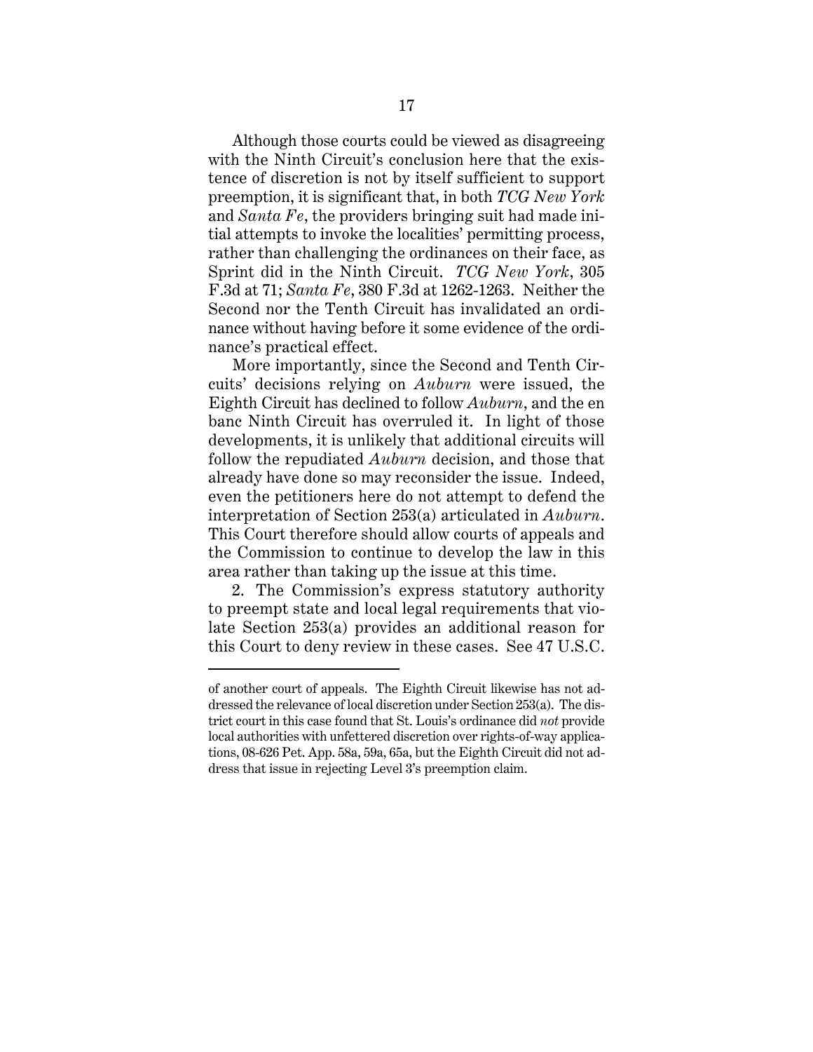Although those courts could be viewed as disagreeing with the Ninth Circuit's conclusion here that the existence of discretion is not by itself sufficient to support preemption, it is significant that, in both *TCG New York* and *Santa Fe*, the providers bringing suit had made initial attempts to invoke the localities' permitting process, rather than challenging the ordinances on their face, as Sprint did in the Ninth Circuit. *TCG New York*, 305 F.3d at 71; *Santa Fe*, 380 F.3d at 1262-1263. Neither the Second nor the Tenth Circuit has invalidated an ordinance without having before it some evidence of the ordinance's practical effect.

More importantly, since the Second and Tenth Circuits' decisions relying on *Auburn* were issued, the Eighth Circuit has declined to follow *Auburn*, and the en banc Ninth Circuit has overruled it. In light of those developments, it is unlikely that additional circuits will follow the repudiated *Auburn* decision, and those that already have done so may reconsider the issue. Indeed, even the petitioners here do not attempt to defend the interpretation of Section 253(a) articulated in *Auburn*. This Court therefore should allow courts of appeals and the Commission to continue to develop the law in this area rather than taking up the issue at this time.

2. The Commission's express statutory authority to preempt state and local legal requirements that violate Section 253(a) provides an additional reason for this Court to deny review in these cases. See 47 U.S.C.

---

of another court of appeals. The Eighth Circuit likewise has not addressed the relevance of local discretion under Section 253(a). The district court in this case found that St. Louis's ordinance did *not* provide local authorities with unfettered discretion over rights-of-way applications, 08-626 Pet. App. 58a, 59a, 65a, but the Eighth Circuit did not address that issue in rejecting Level 3's preemption claim.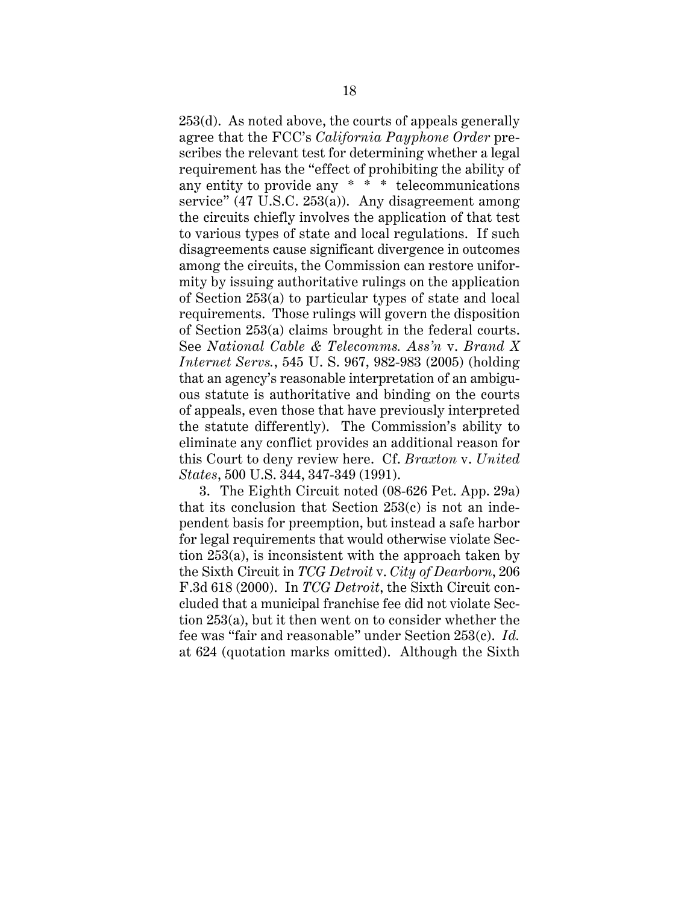253(d). As noted above, the courts of appeals generally agree that the FCC's *California Payphone Order* prescribes the relevant test for determining whether a legal requirement has the "effect of prohibiting the ability of any entity to provide any * * * telecommunications service" (47 U.S.C. 253(a)). Any disagreement among the circuits chiefly involves the application of that test to various types of state and local regulations. If such disagreements cause significant divergence in outcomes among the circuits, the Commission can restore uniformity by issuing authoritative rulings on the application of Section 253(a) to particular types of state and local requirements. Those rulings will govern the disposition of Section 253(a) claims brought in the federal courts. See *National Cable & Telecomms. Ass'n* v. *Brand X Internet Servs.*, 545 U. S. 967, 982-983 (2005) (holding that an agency's reasonable interpretation of an ambiguous statute is authoritative and binding on the courts of appeals, even those that have previously interpreted the statute differently). The Commission's ability to eliminate any conflict provides an additional reason for this Court to deny review here. Cf. *Braxton* v. *United States*, 500 U.S. 344, 347-349 (1991).

3. The Eighth Circuit noted (08-626 Pet. App. 29a) that its conclusion that Section 253(c) is not an independent basis for preemption, but instead a safe harbor for legal requirements that would otherwise violate Section 253(a), is inconsistent with the approach taken by the Sixth Circuit in *TCG Detroit* v. *City of Dearborn*, 206 F.3d 618 (2000). In *TCG Detroit*, the Sixth Circuit concluded that a municipal franchise fee did not violate Section 253(a), but it then went on to consider whether the fee was "fair and reasonable" under Section 253(c). *Id.* at 624 (quotation marks omitted). Although the Sixth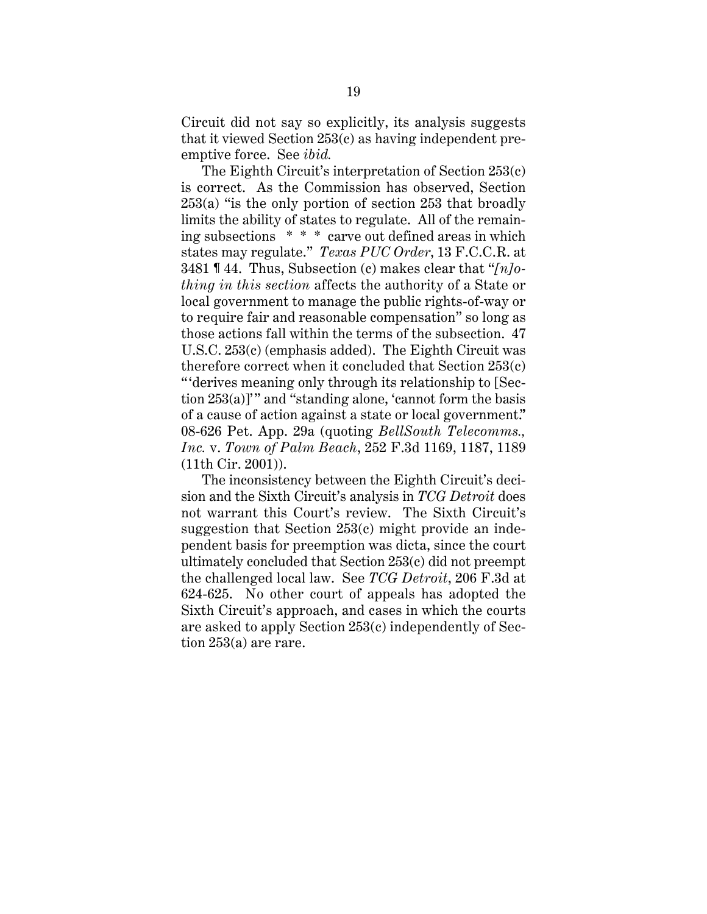Circuit did not say so explicitly, its analysis suggests that it viewed Section 253(c) as having independent preemptive force. See *ibid.*

The Eighth Circuit's interpretation of Section 253(c) is correct. As the Commission has observed, Section 253(a) "is the only portion of section 253 that broadly limits the ability of states to regulate. All of the remaining subsections * * * carve out defined areas in which states may regulate." *Texas PUC Order*, 13 F.C.C.R. at 3481 ¶ 44. Thus, Subsection (c) makes clear that "*[n]othing in this section* affects the authority of a State or local government to manage the public rights-of-way or to require fair and reasonable compensation" so long as those actions fall within the terms of the subsection. 47 U.S.C. 253(c) (emphasis added). The Eighth Circuit was therefore correct when it concluded that Section 253(c) "'derives meaning only through its relationship to [Section 253(a)]'" and "standing alone, 'cannot form the basis of a cause of action against a state or local government.'" 08-626 Pet. App. 29a (quoting *BellSouth Telecomms., Inc.* v. *Town of Palm Beach*, 252 F.3d 1169, 1187, 1189 (11th Cir. 2001)).

The inconsistency between the Eighth Circuit's decision and the Sixth Circuit's analysis in *TCG Detroit* does not warrant this Court's review. The Sixth Circuit's suggestion that Section 253(c) might provide an independent basis for preemption was dicta, since the court ultimately concluded that Section 253(c) did not preempt the challenged local law. See *TCG Detroit*, 206 F.3d at 624-625. No other court of appeals has adopted the Sixth Circuit's approach, and cases in which the courts are asked to apply Section 253(c) independently of Section 253(a) are rare.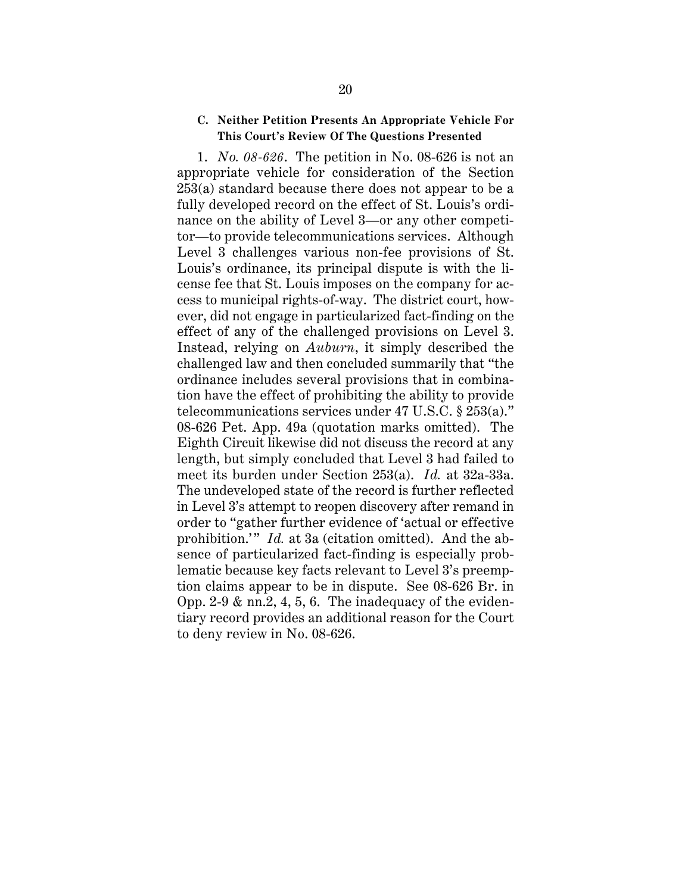### C. Neither Petition Presents An Appropriate Vehicle For This Court's Review Of The Questions Presented

1. *No. 08-626*. The petition in No. 08-626 is not an appropriate vehicle for consideration of the Section 253(a) standard because there does not appear to be a fully developed record on the effect of St. Louis's ordinance on the ability of Level 3—or any other competitor—to provide telecommunications services. Although Level 3 challenges various non-fee provisions of St. Louis's ordinance, its principal dispute is with the license fee that St. Louis imposes on the company for access to municipal rights-of-way. The district court, however, did not engage in particularized fact-finding on the effect of any of the challenged provisions on Level 3. Instead, relying on *Auburn*, it simply described the challenged law and then concluded summarily that "the ordinance includes several provisions that in combination have the effect of prohibiting the ability to provide telecommunications services under 47 U.S.C. § 253(a)." 08-626 Pet. App. 49a (quotation marks omitted). The Eighth Circuit likewise did not discuss the record at any length, but simply concluded that Level 3 had failed to meet its burden under Section 253(a). *Id.* at 32a-33a. The undeveloped state of the record is further reflected in Level 3's attempt to reopen discovery after remand in order to "gather further evidence of 'actual or effective prohibition.'" *Id.* at 3a (citation omitted). And the absence of particularized fact-finding is especially problematic because key facts relevant to Level 3's preemption claims appear to be in dispute. See 08-626 Br. in Opp. 2-9 & nn.2, 4, 5, 6. The inadequacy of the evidentiary record provides an additional reason for the Court to deny review in No. 08-626.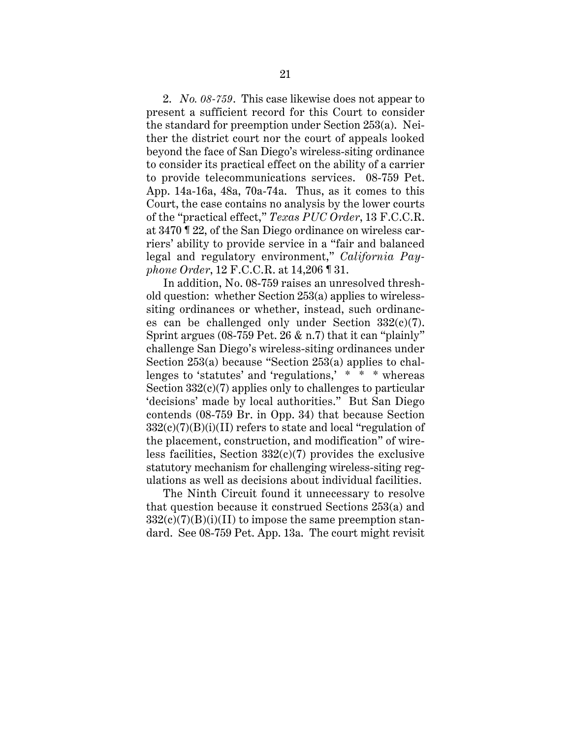2. *No. 08-759*. This case likewise does not appear to present a sufficient record for this Court to consider the standard for preemption under Section 253(a). Neither the district court nor the court of appeals looked beyond the face of San Diego's wireless-siting ordinance to consider its practical effect on the ability of a carrier to provide telecommunications services. 08-759 Pet. App. 14a-16a, 48a, 70a-74a. Thus, as it comes to this Court, the case contains no analysis by the lower courts of the "practical effect," *Texas PUC Order*, 13 F.C.C.R. at 3470 ¶ 22, of the San Diego ordinance on wireless carriers' ability to provide service in a "fair and balanced legal and regulatory environment," *California Payphone Order*, 12 F.C.C.R. at 14,206 ¶ 31.

In addition, No. 08-759 raises an unresolved threshold question: whether Section 253(a) applies to wireless-siting ordinances or whether, instead, such ordinances can be challenged only under Section 332(c)(7). Sprint argues (08-759 Pet. 26 & n.7) that it can "plainly" challenge San Diego's wireless-siting ordinances under Section 253(a) because "Section 253(a) applies to challenges to 'statutes' and 'regulations,' * * * whereas Section 332(c)(7) applies only to challenges to particular 'decisions' made by local authorities." But San Diego contends (08-759 Br. in Opp. 34) that because Section 332(c)(7)(B)(i)(II) refers to state and local "regulation of the placement, construction, and modification" of wireless facilities, Section 332(c)(7) provides the exclusive statutory mechanism for challenging wireless-siting regulations as well as decisions about individual facilities.

The Ninth Circuit found it unnecessary to resolve that question because it construed Sections 253(a) and 332(c)(7)(B)(i)(II) to impose the same preemption standard. See 08-759 Pet. App. 13a. The court might revisit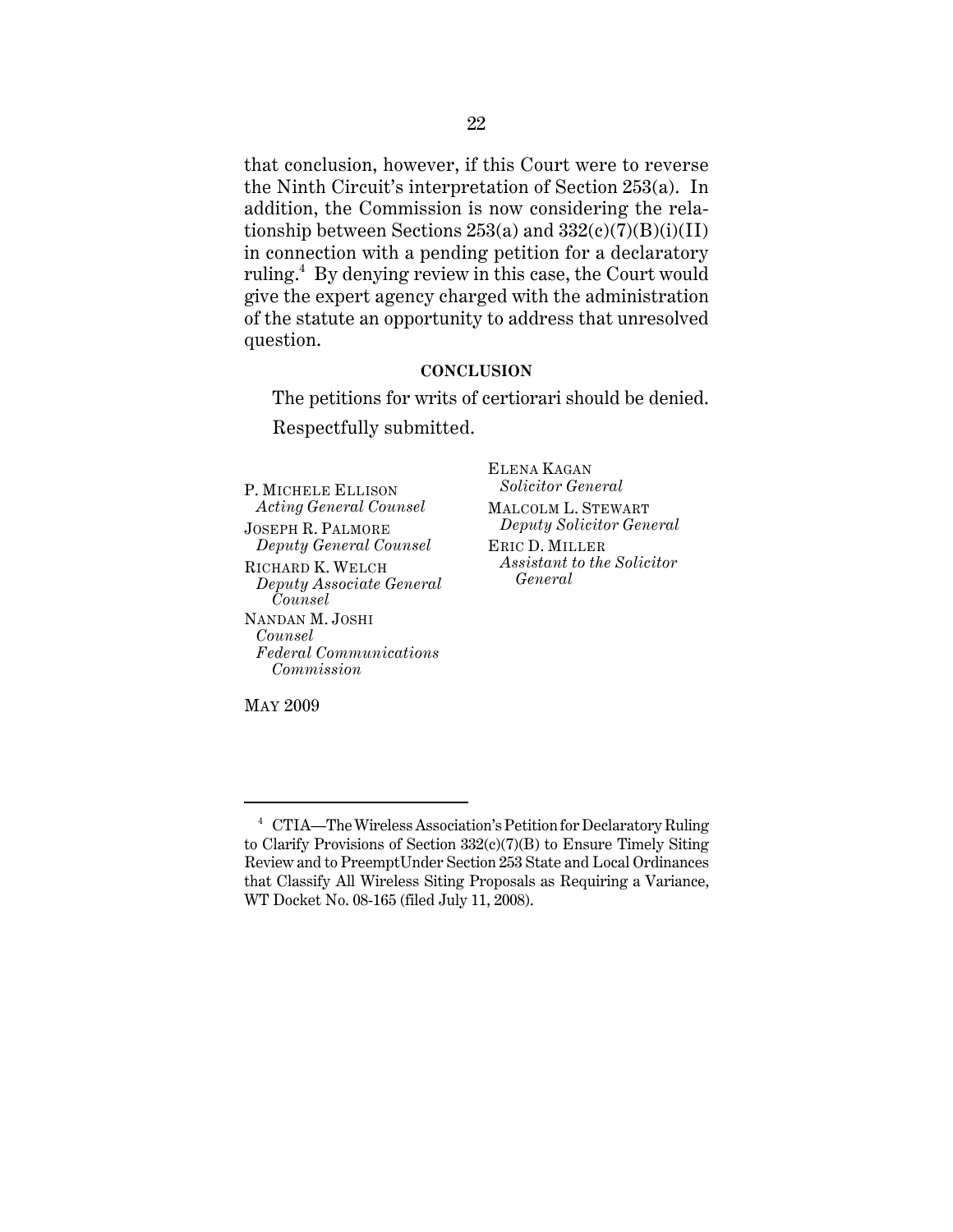that conclusion, however, if this Court were to reverse the Ninth Circuit's interpretation of Section 253(a). In addition, the Commission is now considering the relationship between Sections 253(a) and 332(c)(7)(B)(i)(II) in connection with a pending petition for a declaratory ruling.[4] By denying review in this case, the Court would give the expert agency charged with the administration of the statute an opportunity to address that unresolved question.

**CONCLUSION**

The petitions for writs of certiorari should be denied.

Respectfully submitted.

ELENA KAGAN
*Solicitor General*

MALCOLM L. STEWART
*Deputy Solicitor General*

ERIC D. MILLER
*Assistant to the Solicitor General*

P. MICHELE ELLISON
*Acting General Counsel*

JOSEPH R. PALMORE
*Deputy General Counsel*

RICHARD K. WELCH
*Deputy Associate General Counsel*

NANDAN M. JOSHI
*Counsel*
*Federal Communications Commission*

MAY 2009

---

[4] CTIA—The Wireless Association's Petition for Declaratory Ruling to Clarify Provisions of Section 332(c)(7)(B) to Ensure Timely Siting Review and to Preempt Under Section 253 State and Local Ordinances that Classify All Wireless Siting Proposals as Requiring a Variance, WT Docket No. 08-165 (filed July 11, 2008).